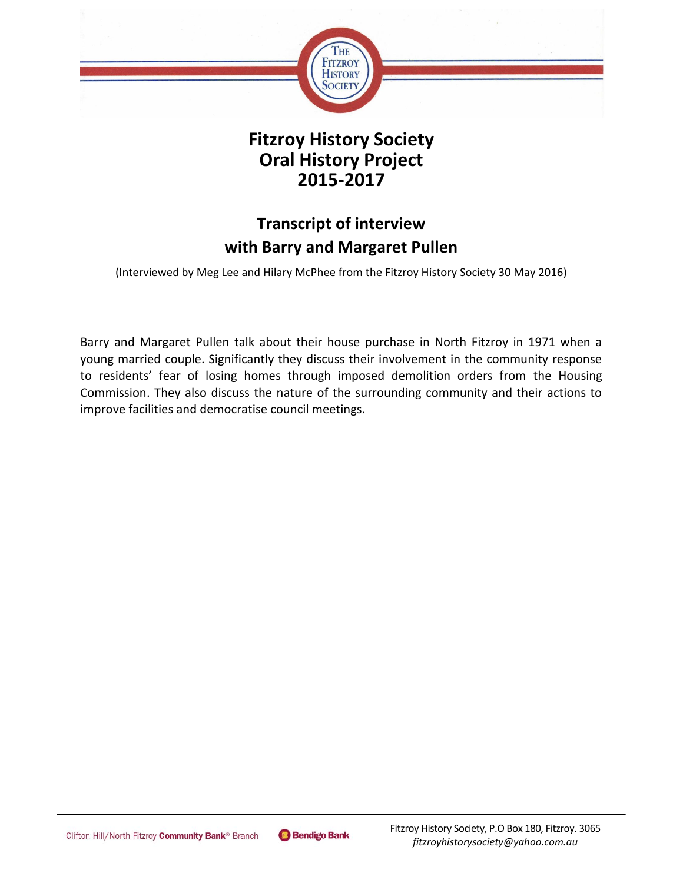# Fitzroy History Society
# Oral History Project
# 2015-2017

## Transcript of interview with Barry and Margaret Pullen

(Interviewed by Meg Lee and Hilary McPhee from the Fitzroy History Society 30 May 2016)

Barry and Margaret Pullen talk about their house purchase in North Fitzroy in 1971 when a young married couple. Significantly they discuss their involvement in the community response to residents' fear of losing homes through imposed demolition orders from the Housing Commission. They also discuss the nature of the surrounding community and their actions to improve facilities and democratise council meetings.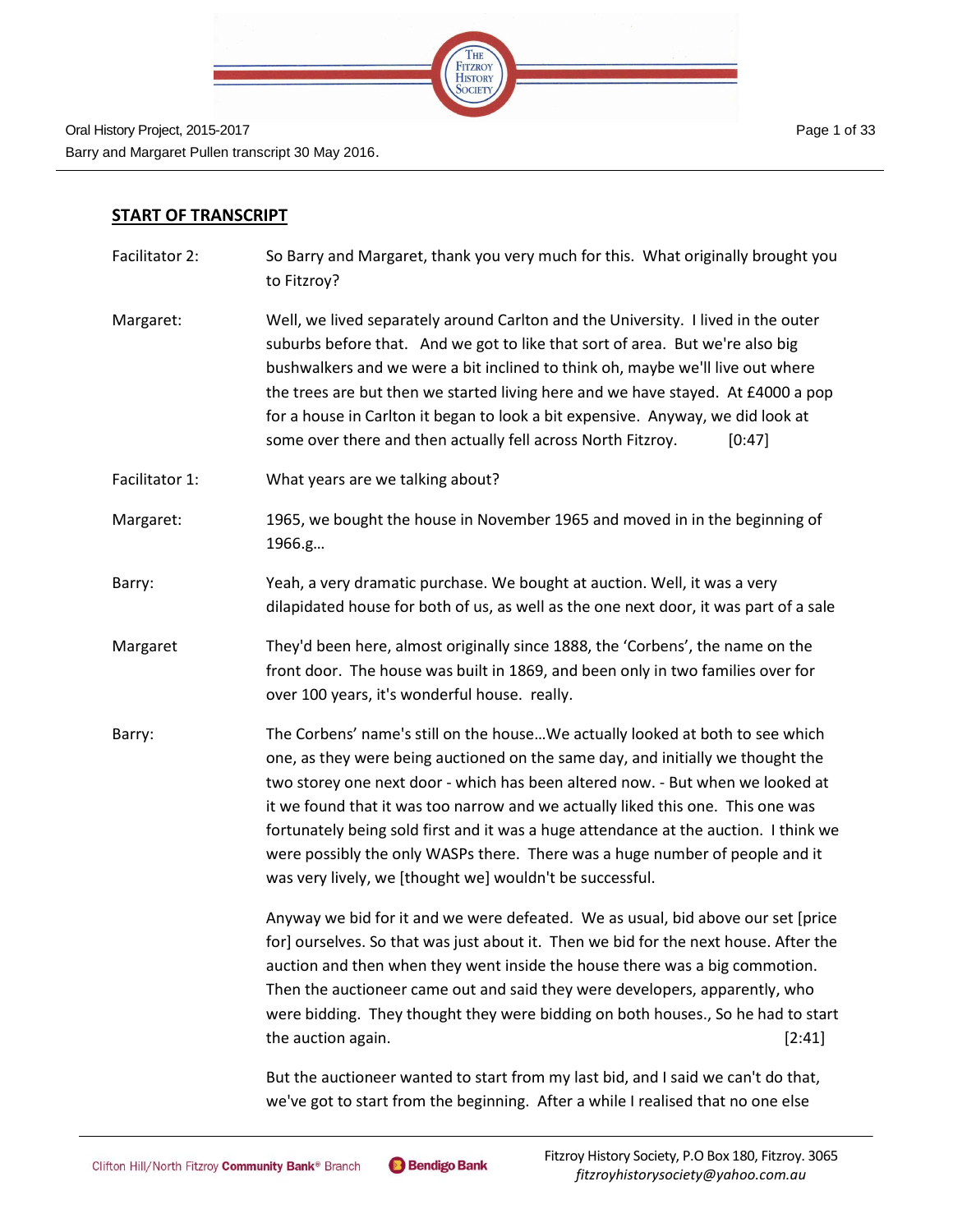## START OF TRANSCRIPT

| | |
|---|---|
| Facilitator 2: | So Barry and Margaret, thank you very much for this. What originally brought you to Fitzroy? |
| Margaret: | Well, we lived separately around Carlton and the University. I lived in the outer suburbs before that. And we got to like that sort of area. But we're also big bushwalkers and we were a bit inclined to think oh, maybe we'll live out where the trees are but then we started living here and we have stayed. At £4000 a pop for a house in Carlton it began to look a bit expensive. Anyway, we did look at some over there and then actually fell across North Fitzroy. [0:47] |
| Facilitator 1: | What years are we talking about? |
| Margaret: | 1965, we bought the house in November 1965 and moved in in the beginning of 1966.g… |
| Barry: | Yeah, a very dramatic purchase. We bought at auction. Well, it was a very dilapidated house for both of us, as well as the one next door, it was part of a sale |
| Margaret | They'd been here, almost originally since 1888, the 'Corbens', the name on the front door. The house was built in 1869, and been only in two families over for over 100 years, it's wonderful house. really. |
| Barry: | The Corbens' name's still on the house…We actually looked at both to see which one, as they were being auctioned on the same day, and initially we thought the two storey one next door - which has been altered now. - But when we looked at it we found that it was too narrow and we actually liked this one. This one was fortunately being sold first and it was a huge attendance at the auction. I think we were possibly the only WASPs there. There was a huge number of people and it was very lively, we [thought we] wouldn't be successful.<br><br>Anyway we bid for it and we were defeated. We as usual, bid above our set [price for] ourselves. So that was just about it. Then we bid for the next house. After the auction and then when they went inside the house there was a big commotion. Then the auctioneer came out and said they were developers, apparently, who were bidding. They thought they were bidding on both houses., So he had to start the auction again. [2:41]<br><br>But the auctioneer wanted to start from my last bid, and I said we can't do that, we've got to start from the beginning. After a while I realised that no one else |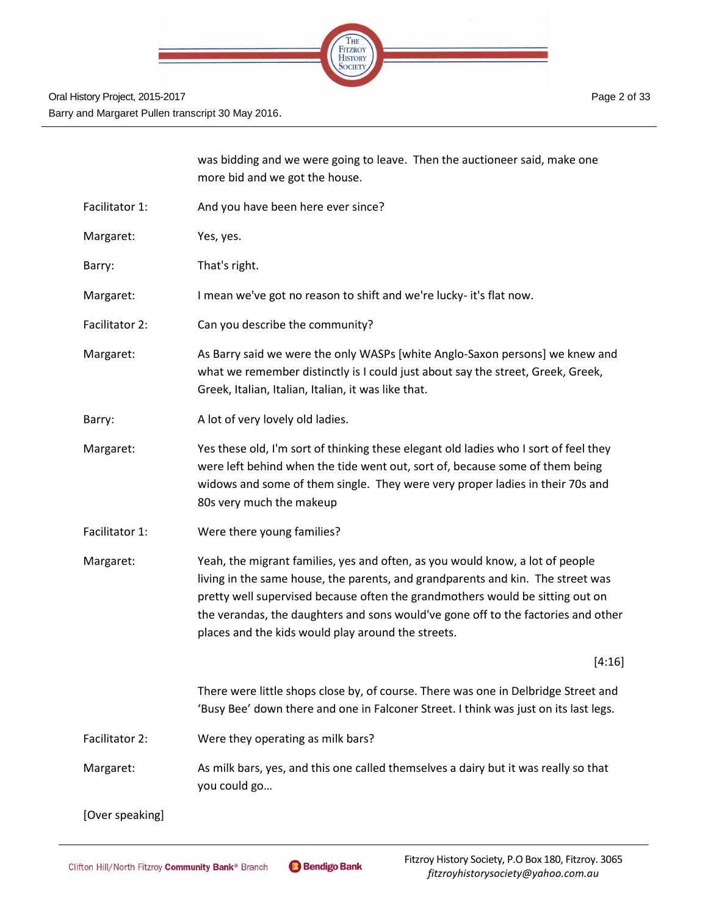was bidding and we were going to leave. Then the auctioneer said, make one more bid and we got the house.

Facilitator 1: And you have been here ever since?

Margaret: Yes, yes.

Barry: That's right.

Margaret: I mean we've got no reason to shift and we're lucky- it's flat now.

Facilitator 2: Can you describe the community?

Margaret: As Barry said we were the only WASPs [white Anglo-Saxon persons] we knew and what we remember distinctly is I could just about say the street, Greek, Greek, Greek, Italian, Italian, Italian, it was like that.

Barry: A lot of very lovely old ladies.

Margaret: Yes these old, I'm sort of thinking these elegant old ladies who I sort of feel they were left behind when the tide went out, sort of, because some of them being widows and some of them single. They were very proper ladies in their 70s and 80s very much the makeup

Facilitator 1: Were there young families?

Margaret: Yeah, the migrant families, yes and often, as you would know, a lot of people living in the same house, the parents, and grandparents and kin. The street was pretty well supervised because often the grandmothers would be sitting out on the verandas, the daughters and sons would've gone off to the factories and other places and the kids would play around the streets.

[4:16]

There were little shops close by, of course. There was one in Delbridge Street and 'Busy Bee' down there and one in Falconer Street. I think was just on its last legs.

Facilitator 2: Were they operating as milk bars?

Margaret: As milk bars, yes, and this one called themselves a dairy but it was really so that you could go…

[Over speaking]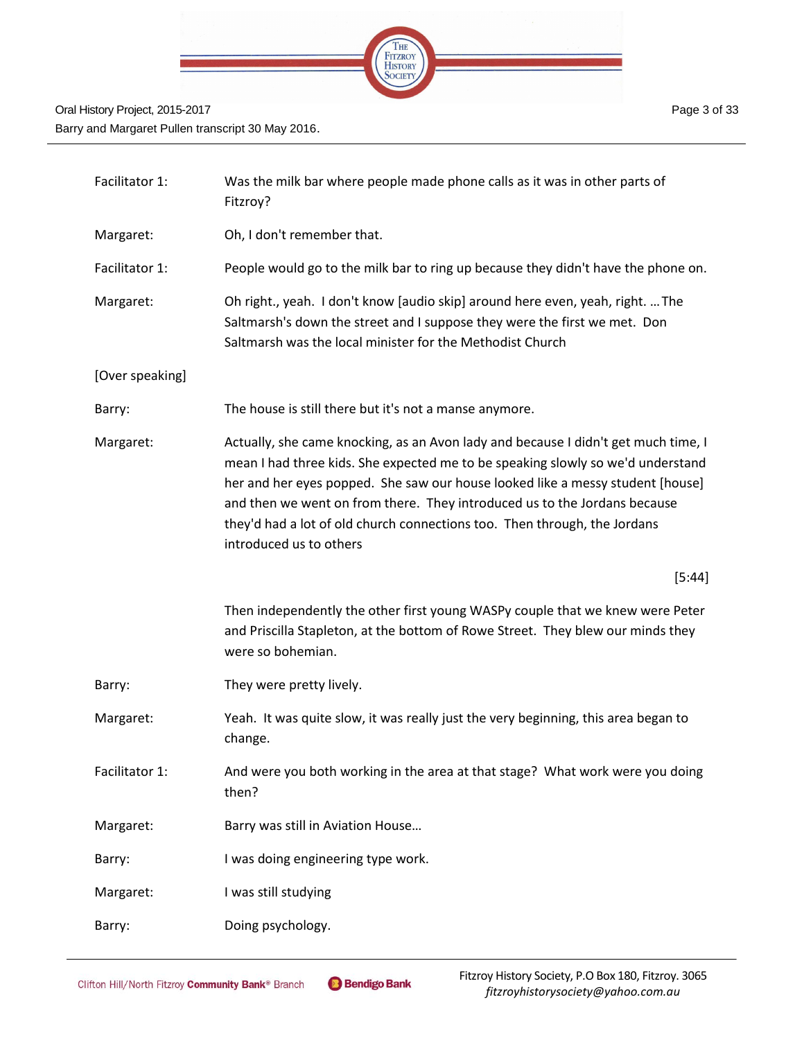| | |
|---|---|
| Facilitator 1: | Was the milk bar where people made phone calls as it was in other parts of Fitzroy? |
| Margaret: | Oh, I don't remember that. |
| Facilitator 1: | People would go to the milk bar to ring up because they didn't have the phone on. |
| Margaret: | Oh right., yeah. I don't know [audio skip] around here even, yeah, right. … The Saltmarsh's down the street and I suppose they were the first we met. Don Saltmarsh was the local minister for the Methodist Church |
| [Over speaking] | |
| Barry: | The house is still there but it's not a manse anymore. |
| Margaret: | Actually, she came knocking, as an Avon lady and because I didn't get much time, I mean I had three kids. She expected me to be speaking slowly so we'd understand her and her eyes popped. She saw our house looked like a messy student [house] and then we went on from there. They introduced us to the Jordans because they'd had a lot of old church connections too. Then through, the Jordans introduced us to others |
| | [5:44] |
| | Then independently the other first young WASPy couple that we knew were Peter and Priscilla Stapleton, at the bottom of Rowe Street. They blew our minds they were so bohemian. |
| Barry: | They were pretty lively. |
| Margaret: | Yeah. It was quite slow, it was really just the very beginning, this area began to change. |
| Facilitator 1: | And were you both working in the area at that stage? What work were you doing then? |
| Margaret: | Barry was still in Aviation House… |
| Barry: | I was doing engineering type work. |
| Margaret: | I was still studying |
| Barry: | Doing psychology. |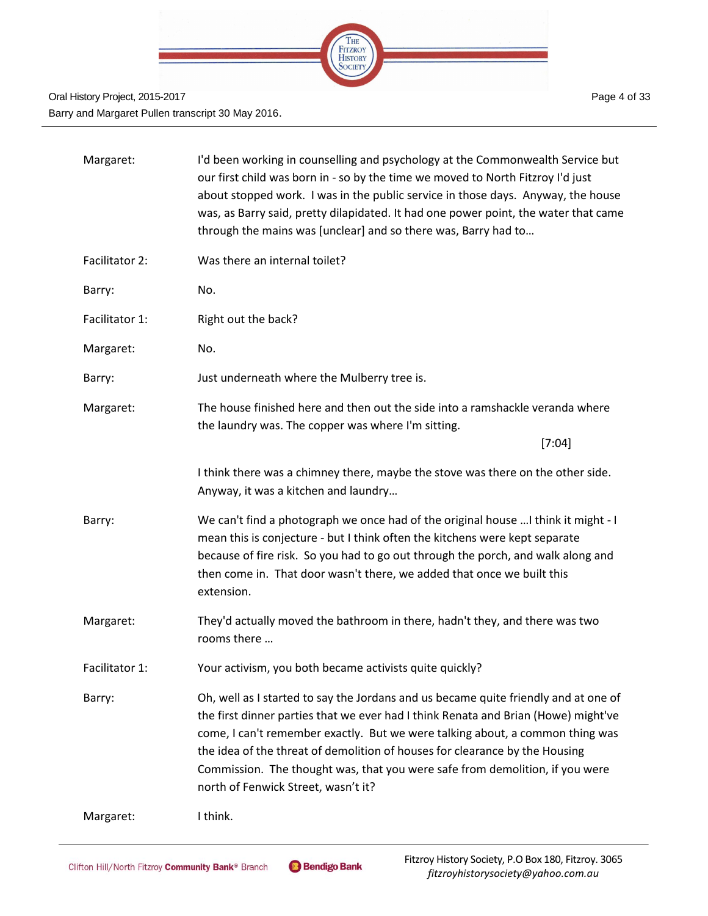| | |
|---|---|
| Margaret: | I'd been working in counselling and psychology at the Commonwealth Service but our first child was born in - so by the time we moved to North Fitzroy I'd just about stopped work. I was in the public service in those days. Anyway, the house was, as Barry said, pretty dilapidated. It had one power point, the water that came through the mains was [unclear] and so there was, Barry had to… |
| Facilitator 2: | Was there an internal toilet? |
| Barry: | No. |
| Facilitator 1: | Right out the back? |
| Margaret: | No. |
| Barry: | Just underneath where the Mulberry tree is. |
| Margaret: | The house finished here and then out the side into a ramshackle veranda where the laundry was. The copper was where I'm sitting. [7:04] I think there was a chimney there, maybe the stove was there on the other side. Anyway, it was a kitchen and laundry… |
| Barry: | We can't find a photograph we once had of the original house …I think it might - I mean this is conjecture - but I think often the kitchens were kept separate because of fire risk. So you had to go out through the porch, and walk along and then come in. That door wasn't there, we added that once we built this extension. |
| Margaret: | They'd actually moved the bathroom in there, hadn't they, and there was two rooms there … |
| Facilitator 1: | Your activism, you both became activists quite quickly? |
| Barry: | Oh, well as I started to say the Jordans and us became quite friendly and at one of the first dinner parties that we ever had I think Renata and Brian (Howe) might've come, I can't remember exactly. But we were talking about, a common thing was the idea of the threat of demolition of houses for clearance by the Housing Commission. The thought was, that you were safe from demolition, if you were north of Fenwick Street, wasn't it? |
| Margaret: | I think. |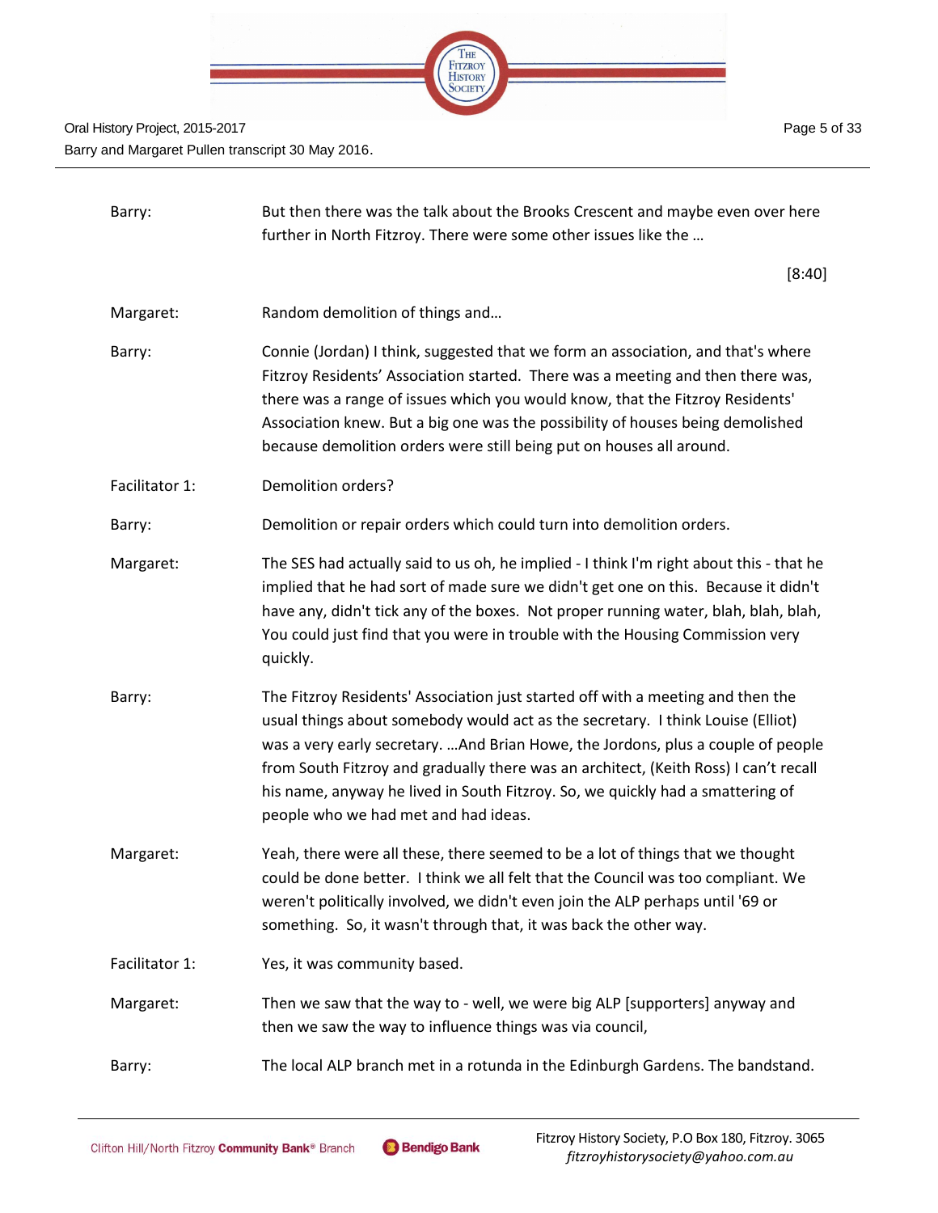| | |
|---|---|
| Barry: | But then there was the talk about the Brooks Crescent and maybe even over here further in North Fitzroy. There were some other issues like the … |
| | [8:40] |
| Margaret: | Random demolition of things and… |
| Barry: | Connie (Jordan) I think, suggested that we form an association, and that's where Fitzroy Residents' Association started. There was a meeting and then there was, there was a range of issues which you would know, that the Fitzroy Residents' Association knew. But a big one was the possibility of houses being demolished because demolition orders were still being put on houses all around. |
| Facilitator 1: | Demolition orders? |
| Barry: | Demolition or repair orders which could turn into demolition orders. |
| Margaret: | The SES had actually said to us oh, he implied - I think I'm right about this - that he implied that he had sort of made sure we didn't get one on this. Because it didn't have any, didn't tick any of the boxes. Not proper running water, blah, blah, blah, You could just find that you were in trouble with the Housing Commission very quickly. |
| Barry: | The Fitzroy Residents' Association just started off with a meeting and then the usual things about somebody would act as the secretary. I think Louise (Elliot) was a very early secretary. …And Brian Howe, the Jordons, plus a couple of people from South Fitzroy and gradually there was an architect, (Keith Ross) I can't recall his name, anyway he lived in South Fitzroy. So, we quickly had a smattering of people who we had met and had ideas. |
| Margaret: | Yeah, there were all these, there seemed to be a lot of things that we thought could be done better. I think we all felt that the Council was too compliant. We weren't politically involved, we didn't even join the ALP perhaps until '69 or something. So, it wasn't through that, it was back the other way. |
| Facilitator 1: | Yes, it was community based. |
| Margaret: | Then we saw that the way to - well, we were big ALP [supporters] anyway and then we saw the way to influence things was via council, |
| Barry: | The local ALP branch met in a rotunda in the Edinburgh Gardens. The bandstand. |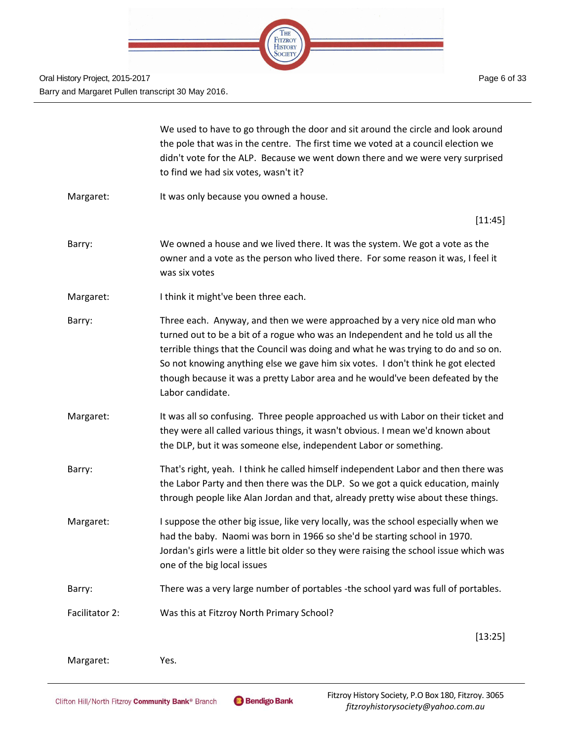We used to have to go through the door and sit around the circle and look around the pole that was in the centre. The first time we voted at a council election we didn't vote for the ALP. Because we went down there and we were very surprised to find we had six votes, wasn't it?

Margaret: It was only because you owned a house.

[11:45]

Barry: We owned a house and we lived there. It was the system. We got a vote as the owner and a vote as the person who lived there. For some reason it was, I feel it was six votes

Margaret: I think it might've been three each.

Barry: Three each. Anyway, and then we were approached by a very nice old man who turned out to be a bit of a rogue who was an Independent and he told us all the terrible things that the Council was doing and what he was trying to do and so on. So not knowing anything else we gave him six votes. I don't think he got elected though because it was a pretty Labor area and he would've been defeated by the Labor candidate.

Margaret: It was all so confusing. Three people approached us with Labor on their ticket and they were all called various things, it wasn't obvious. I mean we'd known about the DLP, but it was someone else, independent Labor or something.

Barry: That's right, yeah. I think he called himself independent Labor and then there was the Labor Party and then there was the DLP. So we got a quick education, mainly through people like Alan Jordan and that, already pretty wise about these things.

Margaret: I suppose the other big issue, like very locally, was the school especially when we had the baby. Naomi was born in 1966 so she'd be starting school in 1970. Jordan's girls were a little bit older so they were raising the school issue which was one of the big local issues

Barry: There was a very large number of portables -the school yard was full of portables.

Facilitator 2: Was this at Fitzroy North Primary School?

[13:25]

Margaret: Yes.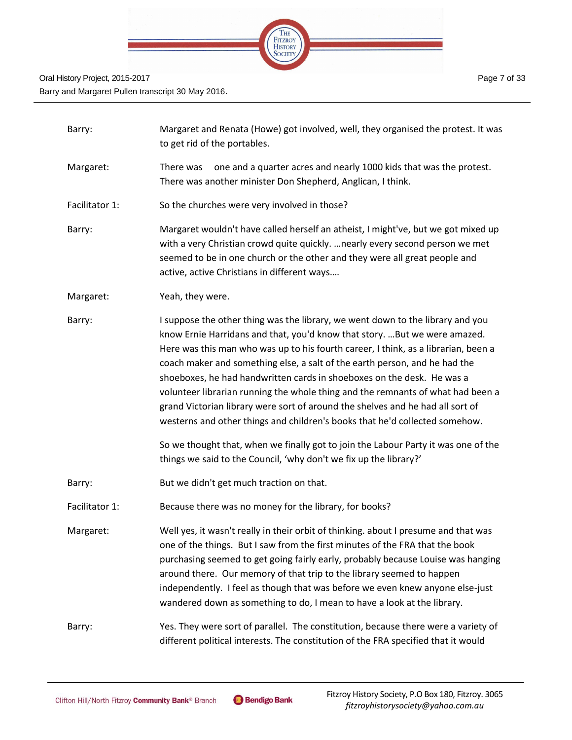Barry: Margaret and Renata (Howe) got involved, well, they organised the protest. It was to get rid of the portables.

Margaret: There was one and a quarter acres and nearly 1000 kids that was the protest. There was another minister Don Shepherd, Anglican, I think.

Facilitator 1: So the churches were very involved in those?

Barry: Margaret wouldn't have called herself an atheist, I might've, but we got mixed up with a very Christian crowd quite quickly. …nearly every second person we met seemed to be in one church or the other and they were all great people and active, active Christians in different ways.…

Margaret: Yeah, they were.

Barry: I suppose the other thing was the library, we went down to the library and you know Ernie Harridans and that, you'd know that story. …But we were amazed. Here was this man who was up to his fourth career, I think, as a librarian, been a coach maker and something else, a salt of the earth person, and he had the shoeboxes, he had handwritten cards in shoeboxes on the desk. He was a volunteer librarian running the whole thing and the remnants of what had been a grand Victorian library were sort of around the shelves and he had all sort of westerns and other things and children's books that he'd collected somehow.

So we thought that, when we finally got to join the Labour Party it was one of the things we said to the Council, 'why don't we fix up the library?'

Barry: But we didn't get much traction on that.

Facilitator 1: Because there was no money for the library, for books?

Margaret: Well yes, it wasn't really in their orbit of thinking. about I presume and that was one of the things. But I saw from the first minutes of the FRA that the book purchasing seemed to get going fairly early, probably because Louise was hanging around there. Our memory of that trip to the library seemed to happen independently. I feel as though that was before we even knew anyone else-just wandered down as something to do, I mean to have a look at the library.

Barry: Yes. They were sort of parallel. The constitution, because there were a variety of different political interests. The constitution of the FRA specified that it would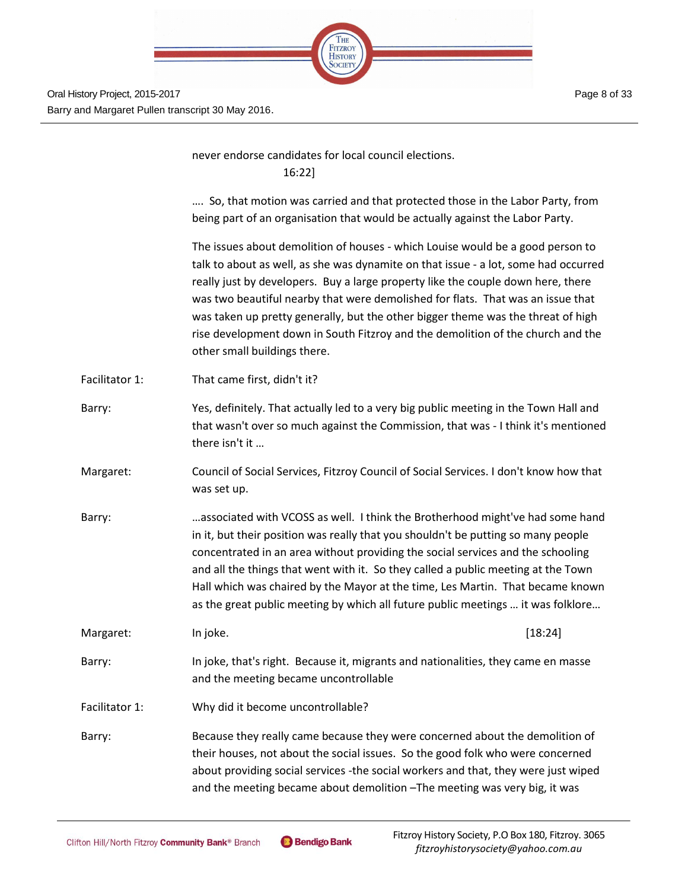never endorse candidates for local council elections.
16:22]

…. So, that motion was carried and that protected those in the Labor Party, from being part of an organisation that would be actually against the Labor Party.

The issues about demolition of houses - which Louise would be a good person to talk to about as well, as she was dynamite on that issue - a lot, some had occurred really just by developers. Buy a large property like the couple down here, there was two beautiful nearby that were demolished for flats. That was an issue that was taken up pretty generally, but the other bigger theme was the threat of high rise development down in South Fitzroy and the demolition of the church and the other small buildings there.

Facilitator 1: That came first, didn't it?

Barry: Yes, definitely. That actually led to a very big public meeting in the Town Hall and that wasn't over so much against the Commission, that was - I think it's mentioned there isn't it …

Margaret: Council of Social Services, Fitzroy Council of Social Services. I don't know how that was set up.

Barry: …associated with VCOSS as well. I think the Brotherhood might've had some hand in it, but their position was really that you shouldn't be putting so many people concentrated in an area without providing the social services and the schooling and all the things that went with it. So they called a public meeting at the Town Hall which was chaired by the Mayor at the time, Les Martin. That became known as the great public meeting by which all future public meetings … it was folklore…

Margaret: In joke. [18:24]

Barry: In joke, that's right. Because it, migrants and nationalities, they came en masse and the meeting became uncontrollable

Facilitator 1: Why did it become uncontrollable?

Barry: Because they really came because they were concerned about the demolition of their houses, not about the social issues. So the good folk who were concerned about providing social services -the social workers and that, they were just wiped and the meeting became about demolition –The meeting was very big, it was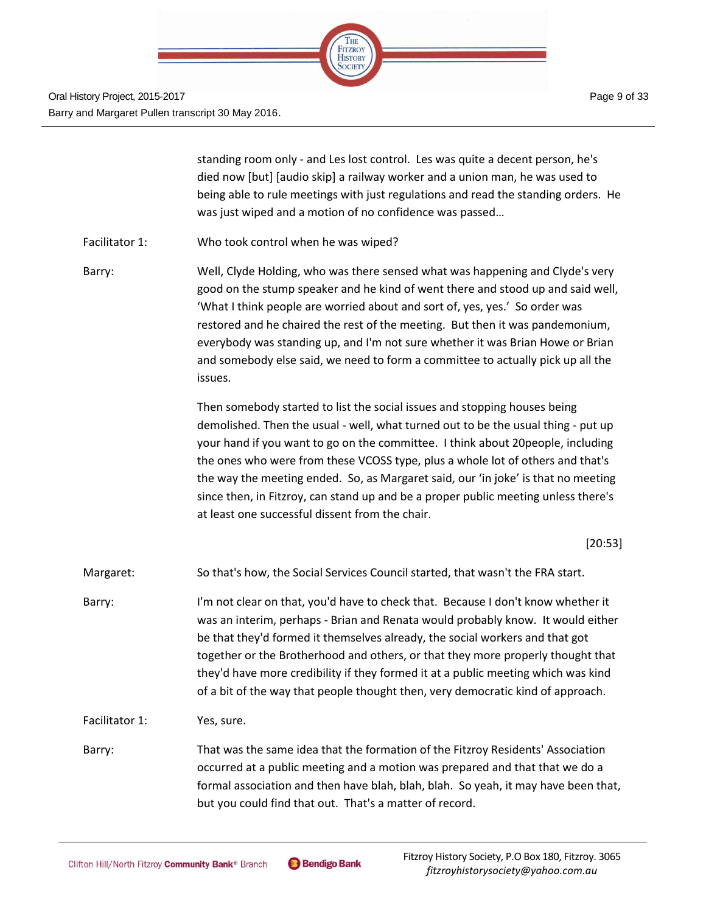standing room only - and Les lost control. Les was quite a decent person, he's died now [but] [audio skip] a railway worker and a union man, he was used to being able to rule meetings with just regulations and read the standing orders. He was just wiped and a motion of no confidence was passed…

Facilitator 1: Who took control when he was wiped?

Barry: Well, Clyde Holding, who was there sensed what was happening and Clyde's very good on the stump speaker and he kind of went there and stood up and said well, 'What I think people are worried about and sort of, yes, yes.' So order was restored and he chaired the rest of the meeting. But then it was pandemonium, everybody was standing up, and I'm not sure whether it was Brian Howe or Brian and somebody else said, we need to form a committee to actually pick up all the issues.

Then somebody started to list the social issues and stopping houses being demolished. Then the usual - well, what turned out to be the usual thing - put up your hand if you want to go on the committee. I think about 20people, including the ones who were from these VCOSS type, plus a whole lot of others and that's the way the meeting ended. So, as Margaret said, our 'in joke' is that no meeting since then, in Fitzroy, can stand up and be a proper public meeting unless there's at least one successful dissent from the chair.

[20:53]

Margaret: So that's how, the Social Services Council started, that wasn't the FRA start.

Barry: I'm not clear on that, you'd have to check that. Because I don't know whether it was an interim, perhaps - Brian and Renata would probably know. It would either be that they'd formed it themselves already, the social workers and that got together or the Brotherhood and others, or that they more properly thought that they'd have more credibility if they formed it at a public meeting which was kind of a bit of the way that people thought then, very democratic kind of approach.

Facilitator 1: Yes, sure.

Barry: That was the same idea that the formation of the Fitzroy Residents' Association occurred at a public meeting and a motion was prepared and that that we do a formal association and then have blah, blah, blah. So yeah, it may have been that, but you could find that out. That's a matter of record.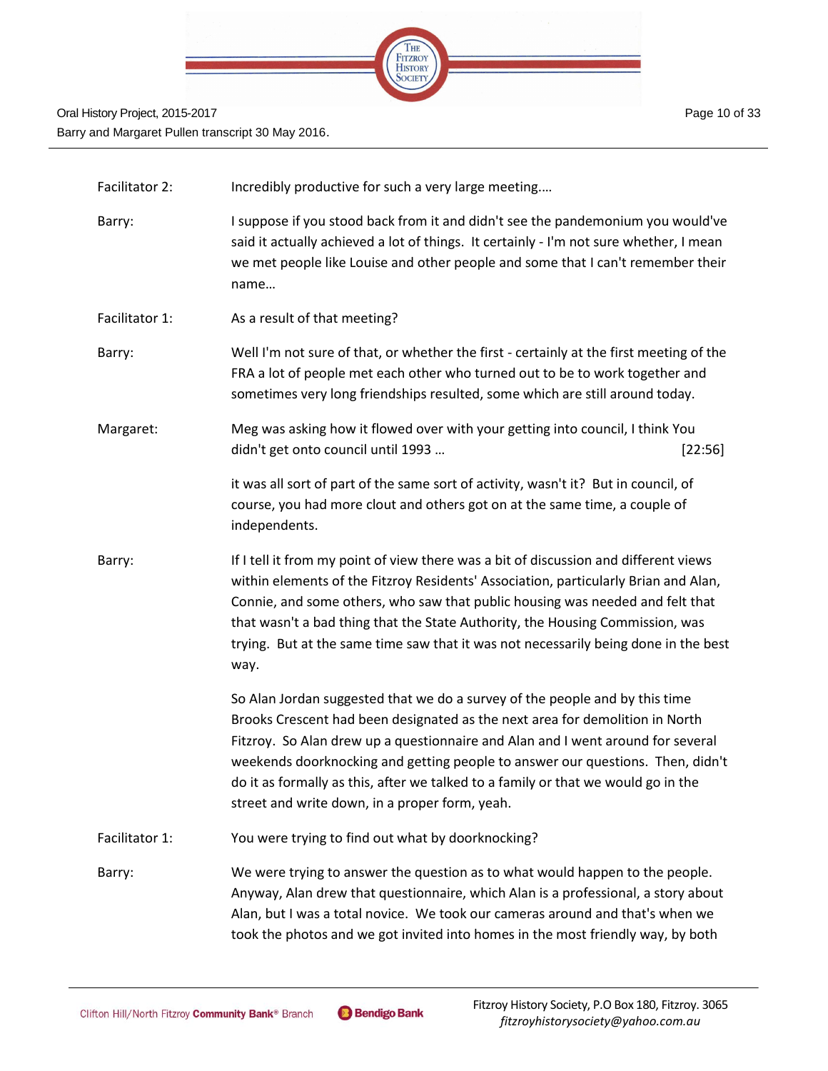Facilitator 2: Incredibly productive for such a very large meeting....

Barry: I suppose if you stood back from it and didn't see the pandemonium you would've said it actually achieved a lot of things. It certainly - I'm not sure whether, I mean we met people like Louise and other people and some that I can't remember their name...

Facilitator 1: As a result of that meeting?

Barry: Well I'm not sure of that, or whether the first - certainly at the first meeting of the FRA a lot of people met each other who turned out to be to work together and sometimes very long friendships resulted, some which are still around today.

Margaret: Meg was asking how it flowed over with your getting into council, I think You didn't get onto council until 1993 ... [22:56]

it was all sort of part of the same sort of activity, wasn't it? But in council, of course, you had more clout and others got on at the same time, a couple of independents.

Barry: If I tell it from my point of view there was a bit of discussion and different views within elements of the Fitzroy Residents' Association, particularly Brian and Alan, Connie, and some others, who saw that public housing was needed and felt that that wasn't a bad thing that the State Authority, the Housing Commission, was trying. But at the same time saw that it was not necessarily being done in the best way.

So Alan Jordan suggested that we do a survey of the people and by this time Brooks Crescent had been designated as the next area for demolition in North Fitzroy. So Alan drew up a questionnaire and Alan and I went around for several weekends doorknocking and getting people to answer our questions. Then, didn't do it as formally as this, after we talked to a family or that we would go in the street and write down, in a proper form, yeah.

Facilitator 1: You were trying to find out what by doorknocking?

Barry: We were trying to answer the question as to what would happen to the people. Anyway, Alan drew that questionnaire, which Alan is a professional, a story about Alan, but I was a total novice. We took our cameras around and that's when we took the photos and we got invited into homes in the most friendly way, by both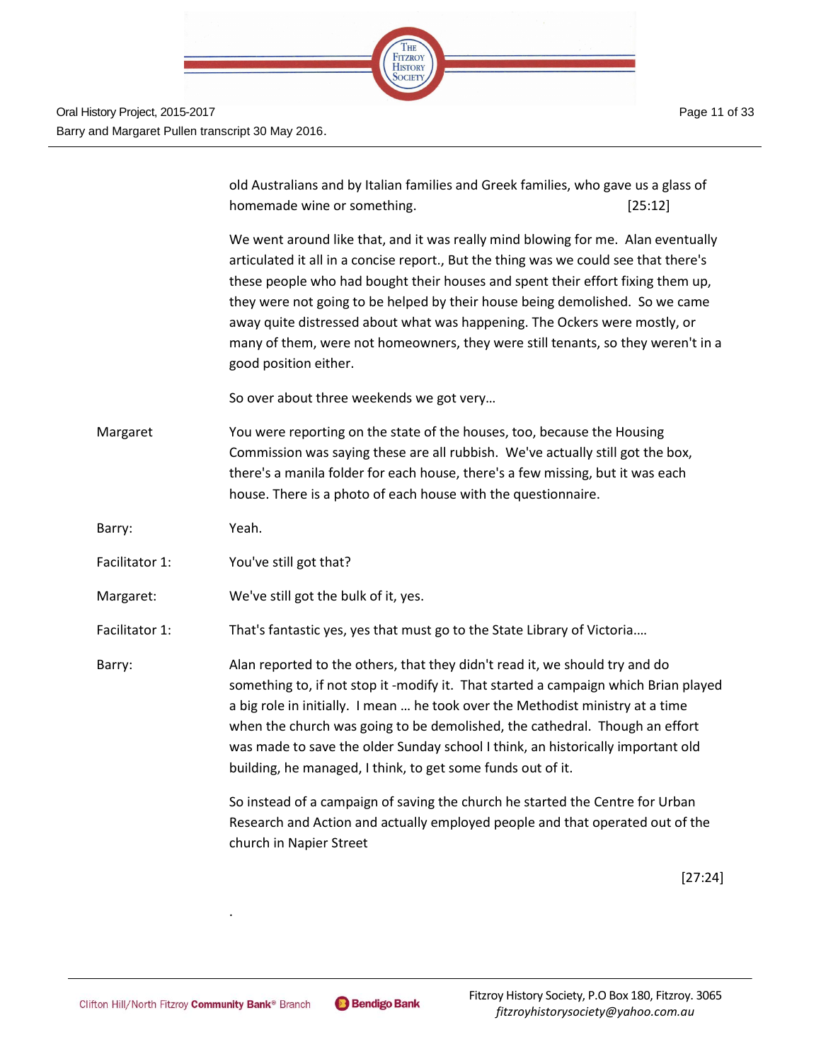old Australians and by Italian families and Greek families, who gave us a glass of homemade wine or something. [25:12]

We went around like that, and it was really mind blowing for me. Alan eventually articulated it all in a concise report., But the thing was we could see that there's these people who had bought their houses and spent their effort fixing them up, they were not going to be helped by their house being demolished. So we came away quite distressed about what was happening. The Ockers were mostly, or many of them, were not homeowners, they were still tenants, so they weren't in a good position either.

So over about three weekends we got very…

Margaret You were reporting on the state of the houses, too, because the Housing Commission was saying these are all rubbish. We've actually still got the box, there's a manila folder for each house, there's a few missing, but it was each house. There is a photo of each house with the questionnaire.

Barry: Yeah.

Facilitator 1: You've still got that?

Margaret: We've still got the bulk of it, yes.

Facilitator 1: That's fantastic yes, yes that must go to the State Library of Victoria….

Barry: Alan reported to the others, that they didn't read it, we should try and do something to, if not stop it -modify it. That started a campaign which Brian played a big role in initially. I mean … he took over the Methodist ministry at a time when the church was going to be demolished, the cathedral. Though an effort was made to save the older Sunday school I think, an historically important old building, he managed, I think, to get some funds out of it.

So instead of a campaign of saving the church he started the Centre for Urban Research and Action and actually employed people and that operated out of the church in Napier Street

[27:24]

.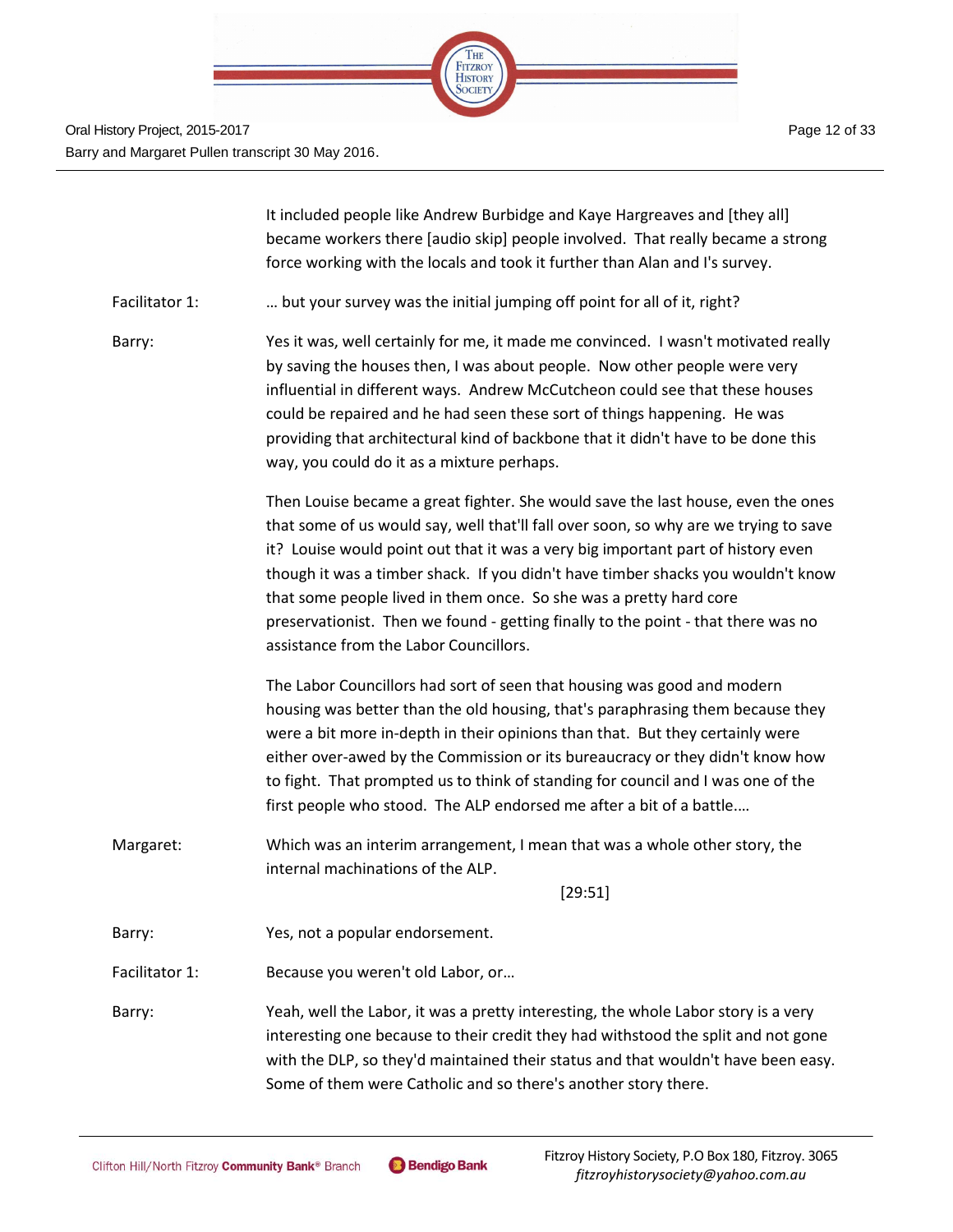It included people like Andrew Burbidge and Kaye Hargreaves and [they all] became workers there [audio skip] people involved. That really became a strong force working with the locals and took it further than Alan and I's survey.

Facilitator 1: … but your survey was the initial jumping off point for all of it, right?

Barry: Yes it was, well certainly for me, it made me convinced. I wasn't motivated really by saving the houses then, I was about people. Now other people were very influential in different ways. Andrew McCutcheon could see that these houses could be repaired and he had seen these sort of things happening. He was providing that architectural kind of backbone that it didn't have to be done this way, you could do it as a mixture perhaps.

Then Louise became a great fighter. She would save the last house, even the ones that some of us would say, well that'll fall over soon, so why are we trying to save it? Louise would point out that it was a very big important part of history even though it was a timber shack. If you didn't have timber shacks you wouldn't know that some people lived in them once. So she was a pretty hard core preservationist. Then we found - getting finally to the point - that there was no assistance from the Labor Councillors.

The Labor Councillors had sort of seen that housing was good and modern housing was better than the old housing, that's paraphrasing them because they were a bit more in-depth in their opinions than that. But they certainly were either over-awed by the Commission or its bureaucracy or they didn't know how to fight. That prompted us to think of standing for council and I was one of the first people who stood. The ALP endorsed me after a bit of a battle….

Margaret: Which was an interim arrangement, I mean that was a whole other story, the internal machinations of the ALP.

[29:51]

Barry: Yes, not a popular endorsement.

Facilitator 1: Because you weren't old Labor, or…

Barry: Yeah, well the Labor, it was a pretty interesting, the whole Labor story is a very interesting one because to their credit they had withstood the split and not gone with the DLP, so they'd maintained their status and that wouldn't have been easy. Some of them were Catholic and so there's another story there.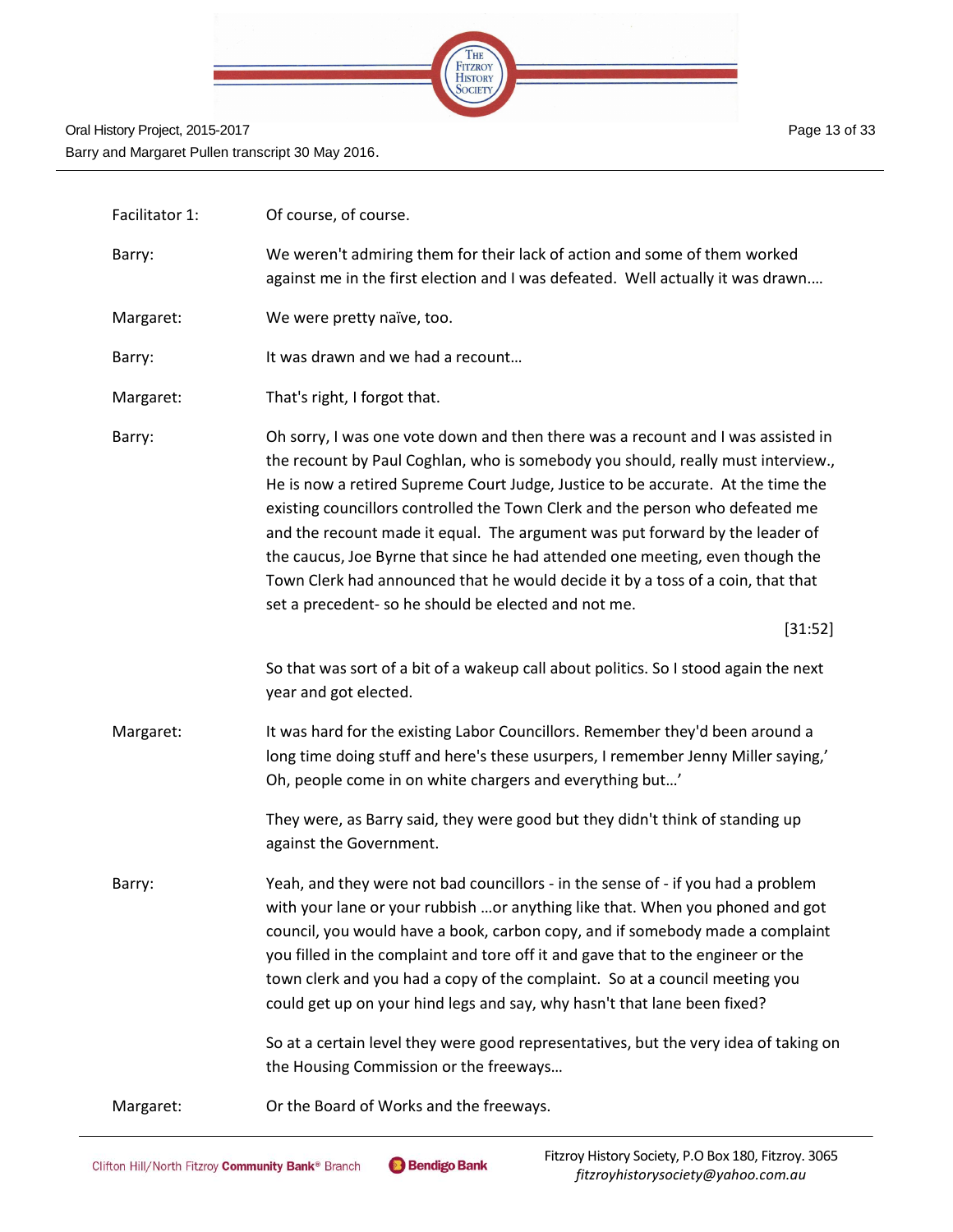| | |
|---|---|
| Facilitator 1: | Of course, of course. |
| Barry: | We weren't admiring them for their lack of action and some of them worked against me in the first election and I was defeated. Well actually it was drawn.... |
| Margaret: | We were pretty naïve, too. |
| Barry: | It was drawn and we had a recount… |
| Margaret: | That's right, I forgot that. |
| Barry: | Oh sorry, I was one vote down and then there was a recount and I was assisted in the recount by Paul Coghlan, who is somebody you should, really must interview., He is now a retired Supreme Court Judge, Justice to be accurate. At the time the existing councillors controlled the Town Clerk and the person who defeated me and the recount made it equal. The argument was put forward by the leader of the caucus, Joe Byrne that since he had attended one meeting, even though the Town Clerk had announced that he would decide it by a toss of a coin, that that set a precedent- so he should be elected and not me. [31:52] |
| | So that was sort of a bit of a wakeup call about politics. So I stood again the next year and got elected. |
| Margaret: | It was hard for the existing Labor Councillors. Remember they'd been around a long time doing stuff and here's these usurpers, I remember Jenny Miller saying,' Oh, people come in on white chargers and everything but…' |
| | They were, as Barry said, they were good but they didn't think of standing up against the Government. |
| Barry: | Yeah, and they were not bad councillors - in the sense of - if you had a problem with your lane or your rubbish …or anything like that. When you phoned and got council, you would have a book, carbon copy, and if somebody made a complaint you filled in the complaint and tore off it and gave that to the engineer or the town clerk and you had a copy of the complaint. So at a council meeting you could get up on your hind legs and say, why hasn't that lane been fixed? |
| | So at a certain level they were good representatives, but the very idea of taking on the Housing Commission or the freeways… |
| Margaret: | Or the Board of Works and the freeways. |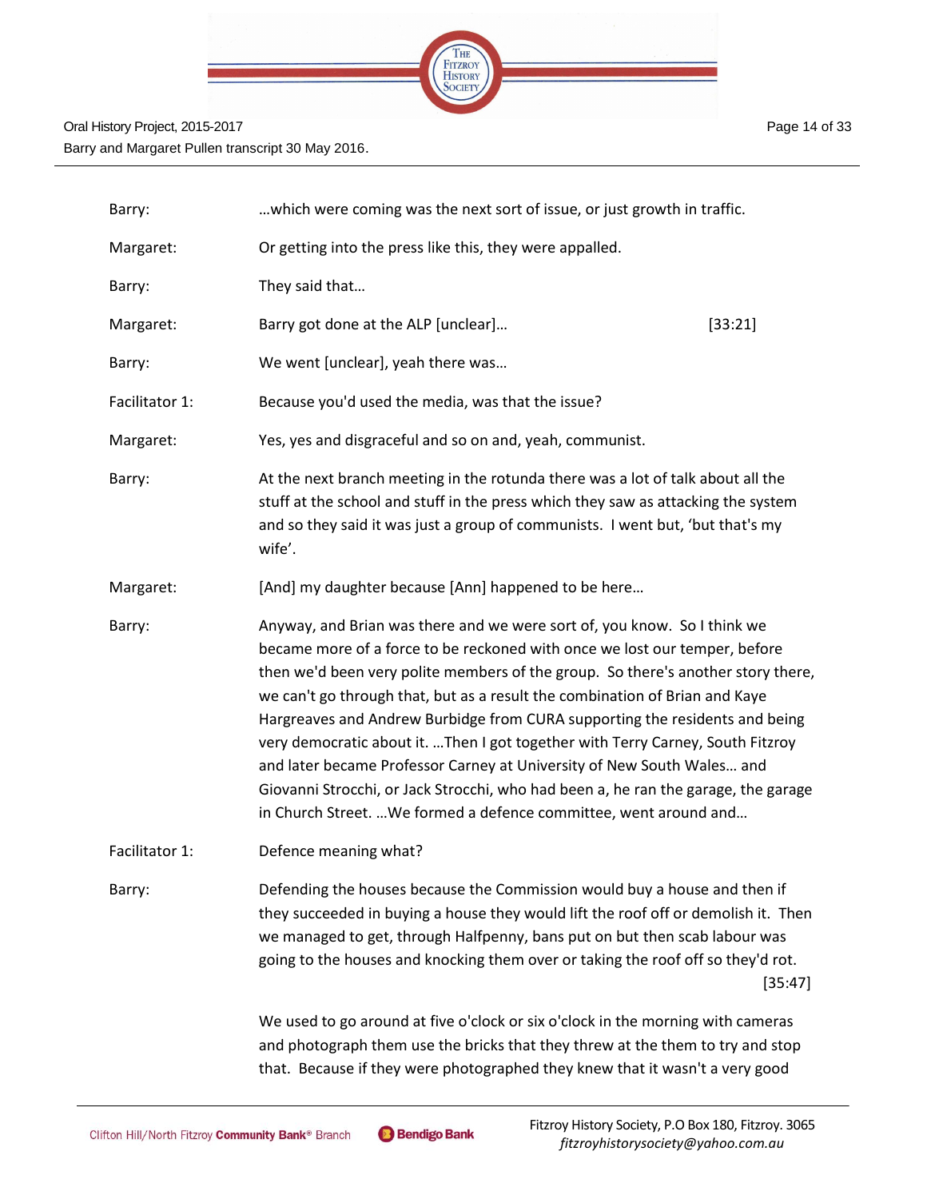| | |
|---|---|
| Barry: | …which were coming was the next sort of issue, or just growth in traffic. |
| Margaret: | Or getting into the press like this, they were appalled. |
| Barry: | They said that… |
| Margaret: | Barry got done at the ALP [unclear]… [33:21] |
| Barry: | We went [unclear], yeah there was… |
| Facilitator 1: | Because you'd used the media, was that the issue? |
| Margaret: | Yes, yes and disgraceful and so on and, yeah, communist. |
| Barry: | At the next branch meeting in the rotunda there was a lot of talk about all the stuff at the school and stuff in the press which they saw as attacking the system and so they said it was just a group of communists. I went but, 'but that's my wife'. |
| Margaret: | [And] my daughter because [Ann] happened to be here… |
| Barry: | Anyway, and Brian was there and we were sort of, you know. So I think we became more of a force to be reckoned with once we lost our temper, before then we'd been very polite members of the group. So there's another story there, we can't go through that, but as a result the combination of Brian and Kaye Hargreaves and Andrew Burbidge from CURA supporting the residents and being very democratic about it. …Then I got together with Terry Carney, South Fitzroy and later became Professor Carney at University of New South Wales… and Giovanni Strocchi, or Jack Strocchi, who had been a, he ran the garage, the garage in Church Street. …We formed a defence committee, went around and… |
| Facilitator 1: | Defence meaning what? |
| Barry: | Defending the houses because the Commission would buy a house and then if they succeeded in buying a house they would lift the roof off or demolish it. Then we managed to get, through Halfpenny, bans put on but then scab labour was going to the houses and knocking them over or taking the roof off so they'd rot. [35:47] |
| | We used to go around at five o'clock or six o'clock in the morning with cameras and photograph them use the bricks that they threw at the them to try and stop that. Because if they were photographed they knew that it wasn't a very good |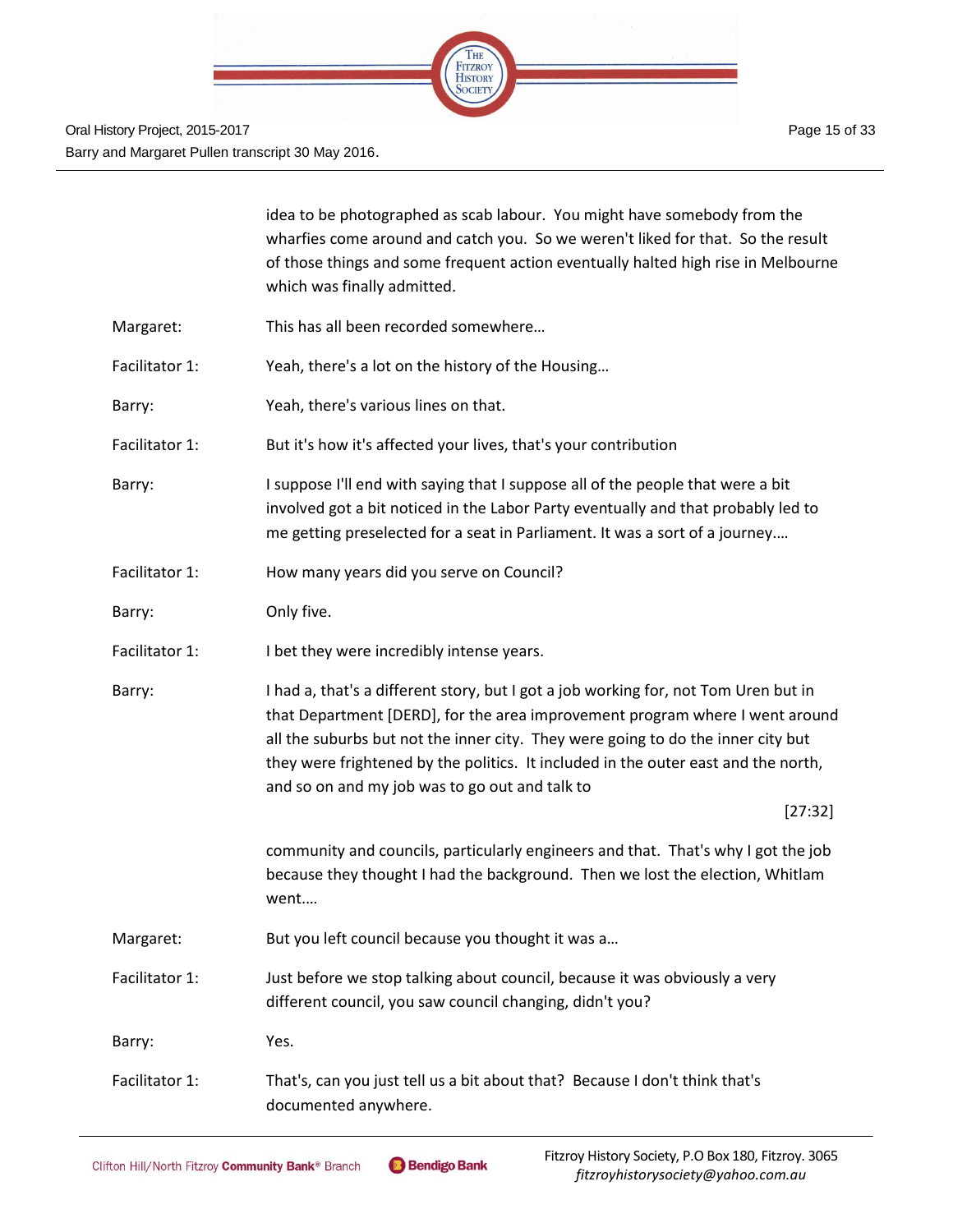idea to be photographed as scab labour. You might have somebody from the wharfies come around and catch you. So we weren't liked for that. So the result of those things and some frequent action eventually halted high rise in Melbourne which was finally admitted.

Margaret: This has all been recorded somewhere…

Facilitator 1: Yeah, there's a lot on the history of the Housing…

Barry: Yeah, there's various lines on that.

Facilitator 1: But it's how it's affected your lives, that's your contribution

Barry: I suppose I'll end with saying that I suppose all of the people that were a bit involved got a bit noticed in the Labor Party eventually and that probably led to me getting preselected for a seat in Parliament. It was a sort of a journey….

Facilitator 1: How many years did you serve on Council?

Barry: Only five.

Facilitator 1: I bet they were incredibly intense years.

Barry: I had a, that's a different story, but I got a job working for, not Tom Uren but in that Department [DERD], for the area improvement program where I went around all the suburbs but not the inner city. They were going to do the inner city but they were frightened by the politics. It included in the outer east and the north, and so on and my job was to go out and talk to

[27:32]

community and councils, particularly engineers and that. That's why I got the job because they thought I had the background. Then we lost the election, Whitlam went….

Margaret: But you left council because you thought it was a…

Facilitator 1: Just before we stop talking about council, because it was obviously a very different council, you saw council changing, didn't you?

Barry: Yes.

Facilitator 1: That's, can you just tell us a bit about that? Because I don't think that's documented anywhere.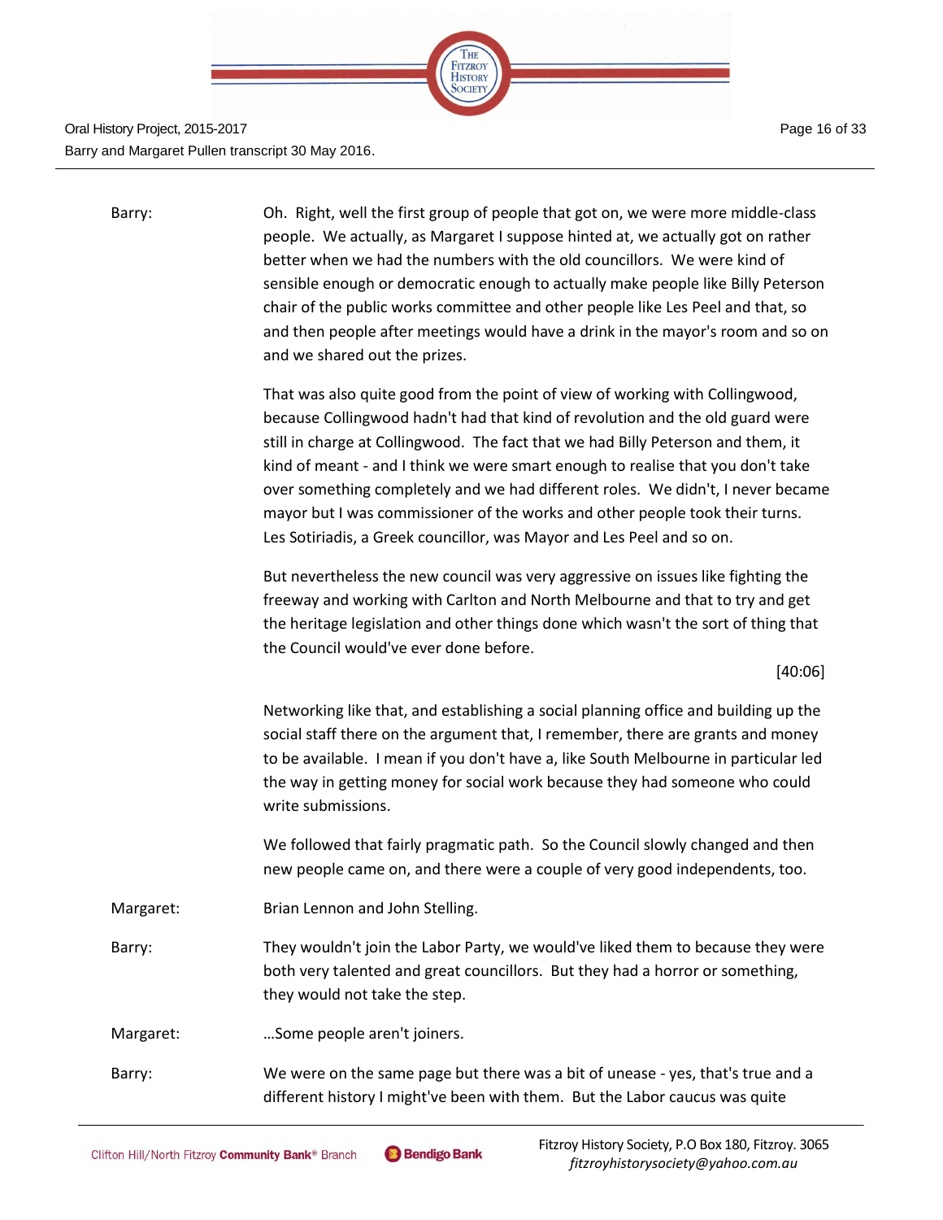Barry: Oh. Right, well the first group of people that got on, we were more middle-class people. We actually, as Margaret I suppose hinted at, we actually got on rather better when we had the numbers with the old councillors. We were kind of sensible enough or democratic enough to actually make people like Billy Peterson chair of the public works committee and other people like Les Peel and that, so and then people after meetings would have a drink in the mayor's room and so on and we shared out the prizes.

That was also quite good from the point of view of working with Collingwood, because Collingwood hadn't had that kind of revolution and the old guard were still in charge at Collingwood. The fact that we had Billy Peterson and them, it kind of meant - and I think we were smart enough to realise that you don't take over something completely and we had different roles. We didn't, I never became mayor but I was commissioner of the works and other people took their turns. Les Sotiriadis, a Greek councillor, was Mayor and Les Peel and so on.

But nevertheless the new council was very aggressive on issues like fighting the freeway and working with Carlton and North Melbourne and that to try and get the heritage legislation and other things done which wasn't the sort of thing that the Council would've ever done before.

[40:06]

Networking like that, and establishing a social planning office and building up the social staff there on the argument that, I remember, there are grants and money to be available. I mean if you don't have a, like South Melbourne in particular led the way in getting money for social work because they had someone who could write submissions.

We followed that fairly pragmatic path. So the Council slowly changed and then new people came on, and there were a couple of very good independents, too.

Margaret: Brian Lennon and John Stelling.

Barry: They wouldn't join the Labor Party, we would've liked them to because they were both very talented and great councillors. But they had a horror or something, they would not take the step.

Margaret: …Some people aren't joiners.

Barry: We were on the same page but there was a bit of unease - yes, that's true and a different history I might've been with them. But the Labor caucus was quite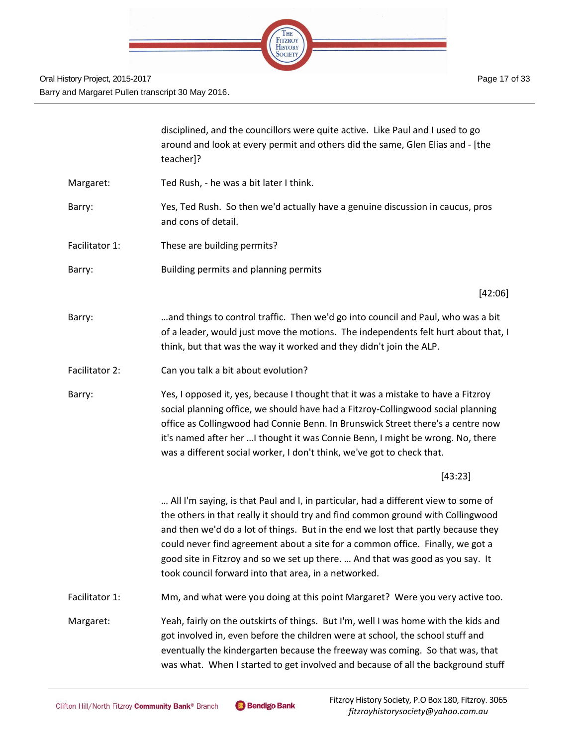disciplined, and the councillors were quite active. Like Paul and I used to go around and look at every permit and others did the same, Glen Elias and - [the teacher]?

Margaret: Ted Rush, - he was a bit later I think.

Barry: Yes, Ted Rush. So then we'd actually have a genuine discussion in caucus, pros and cons of detail.

Facilitator 1: These are building permits?

Barry: Building permits and planning permits

[42:06]

Barry: …and things to control traffic. Then we'd go into council and Paul, who was a bit of a leader, would just move the motions. The independents felt hurt about that, I think, but that was the way it worked and they didn't join the ALP.

Facilitator 2: Can you talk a bit about evolution?

Barry: Yes, I opposed it, yes, because I thought that it was a mistake to have a Fitzroy social planning office, we should have had a Fitzroy-Collingwood social planning office as Collingwood had Connie Benn. In Brunswick Street there's a centre now it's named after her …I thought it was Connie Benn, I might be wrong. No, there was a different social worker, I don't think, we've got to check that.

[43:23]

… All I'm saying, is that Paul and I, in particular, had a different view to some of the others in that really it should try and find common ground with Collingwood and then we'd do a lot of things. But in the end we lost that partly because they could never find agreement about a site for a common office. Finally, we got a good site in Fitzroy and so we set up there. … And that was good as you say. It took council forward into that area, in a networked.

Facilitator 1: Mm, and what were you doing at this point Margaret? Were you very active too.

Margaret: Yeah, fairly on the outskirts of things. But I'm, well I was home with the kids and got involved in, even before the children were at school, the school stuff and eventually the kindergarten because the freeway was coming. So that was, that was what. When I started to get involved and because of all the background stuff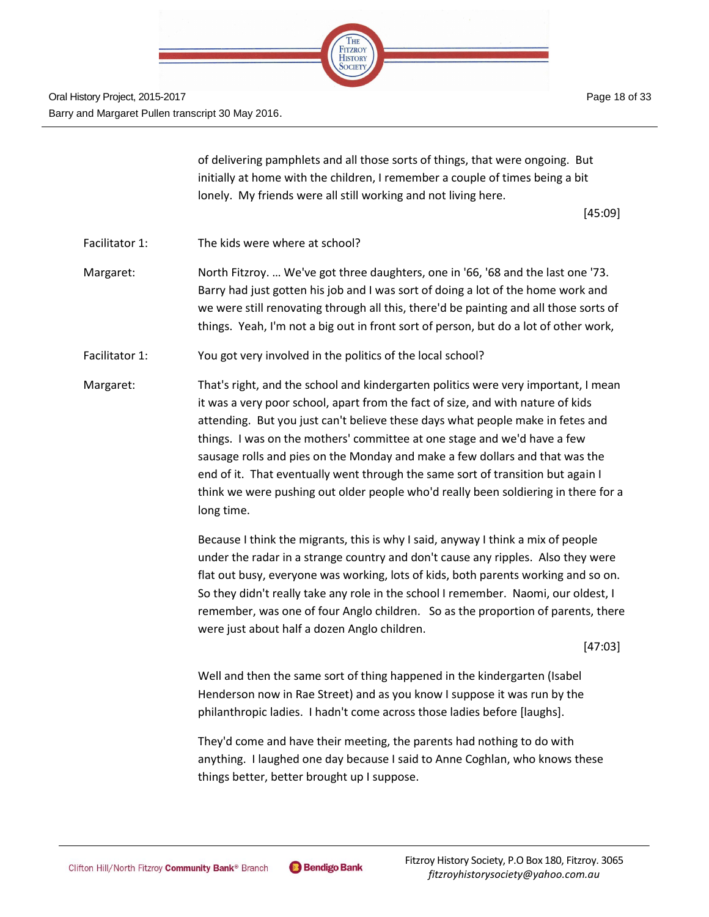of delivering pamphlets and all those sorts of things, that were ongoing. But initially at home with the children, I remember a couple of times being a bit lonely. My friends were all still working and not living here.

[45:09]

Facilitator 1: The kids were where at school?

Margaret: North Fitzroy. … We've got three daughters, one in '66, '68 and the last one '73. Barry had just gotten his job and I was sort of doing a lot of the home work and we were still renovating through all this, there'd be painting and all those sorts of things. Yeah, I'm not a big out in front sort of person, but do a lot of other work,

Facilitator 1: You got very involved in the politics of the local school?

Margaret: That's right, and the school and kindergarten politics were very important, I mean it was a very poor school, apart from the fact of size, and with nature of kids attending. But you just can't believe these days what people make in fetes and things. I was on the mothers' committee at one stage and we'd have a few sausage rolls and pies on the Monday and make a few dollars and that was the end of it. That eventually went through the same sort of transition but again I think we were pushing out older people who'd really been soldiering in there for a long time.

Because I think the migrants, this is why I said, anyway I think a mix of people under the radar in a strange country and don't cause any ripples. Also they were flat out busy, everyone was working, lots of kids, both parents working and so on. So they didn't really take any role in the school I remember. Naomi, our oldest, I remember, was one of four Anglo children. So as the proportion of parents, there were just about half a dozen Anglo children.

[47:03]

Well and then the same sort of thing happened in the kindergarten (Isabel Henderson now in Rae Street) and as you know I suppose it was run by the philanthropic ladies. I hadn't come across those ladies before [laughs].

They'd come and have their meeting, the parents had nothing to do with anything. I laughed one day because I said to Anne Coghlan, who knows these things better, better brought up I suppose.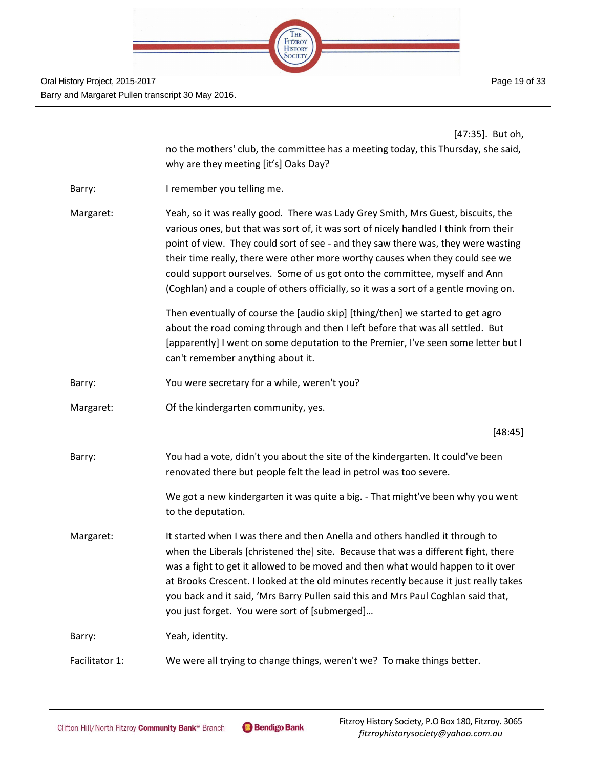[47:35]. But oh, no the mothers' club, the committee has a meeting today, this Thursday, she said, why are they meeting [it's] Oaks Day?

Barry: I remember you telling me.

Margaret: Yeah, so it was really good. There was Lady Grey Smith, Mrs Guest, biscuits, the various ones, but that was sort of, it was sort of nicely handled I think from their point of view. They could sort of see - and they saw there was, they were wasting their time really, there were other more worthy causes when they could see we could support ourselves. Some of us got onto the committee, myself and Ann (Coghlan) and a couple of others officially, so it was a sort of a gentle moving on.

Then eventually of course the [audio skip] [thing/then] we started to get agro about the road coming through and then I left before that was all settled. But [apparently] I went on some deputation to the Premier, I've seen some letter but I can't remember anything about it.

Barry: You were secretary for a while, weren't you?

Margaret: Of the kindergarten community, yes.

[48:45]

Barry: You had a vote, didn't you about the site of the kindergarten. It could've been renovated there but people felt the lead in petrol was too severe.

We got a new kindergarten it was quite a big. - That might've been why you went to the deputation.

Margaret: It started when I was there and then Anella and others handled it through to when the Liberals [christened the] site. Because that was a different fight, there was a fight to get it allowed to be moved and then what would happen to it over at Brooks Crescent. I looked at the old minutes recently because it just really takes you back and it said, 'Mrs Barry Pullen said this and Mrs Paul Coghlan said that, you just forget. You were sort of [submerged]…

Barry: Yeah, identity.

Facilitator 1: We were all trying to change things, weren't we? To make things better.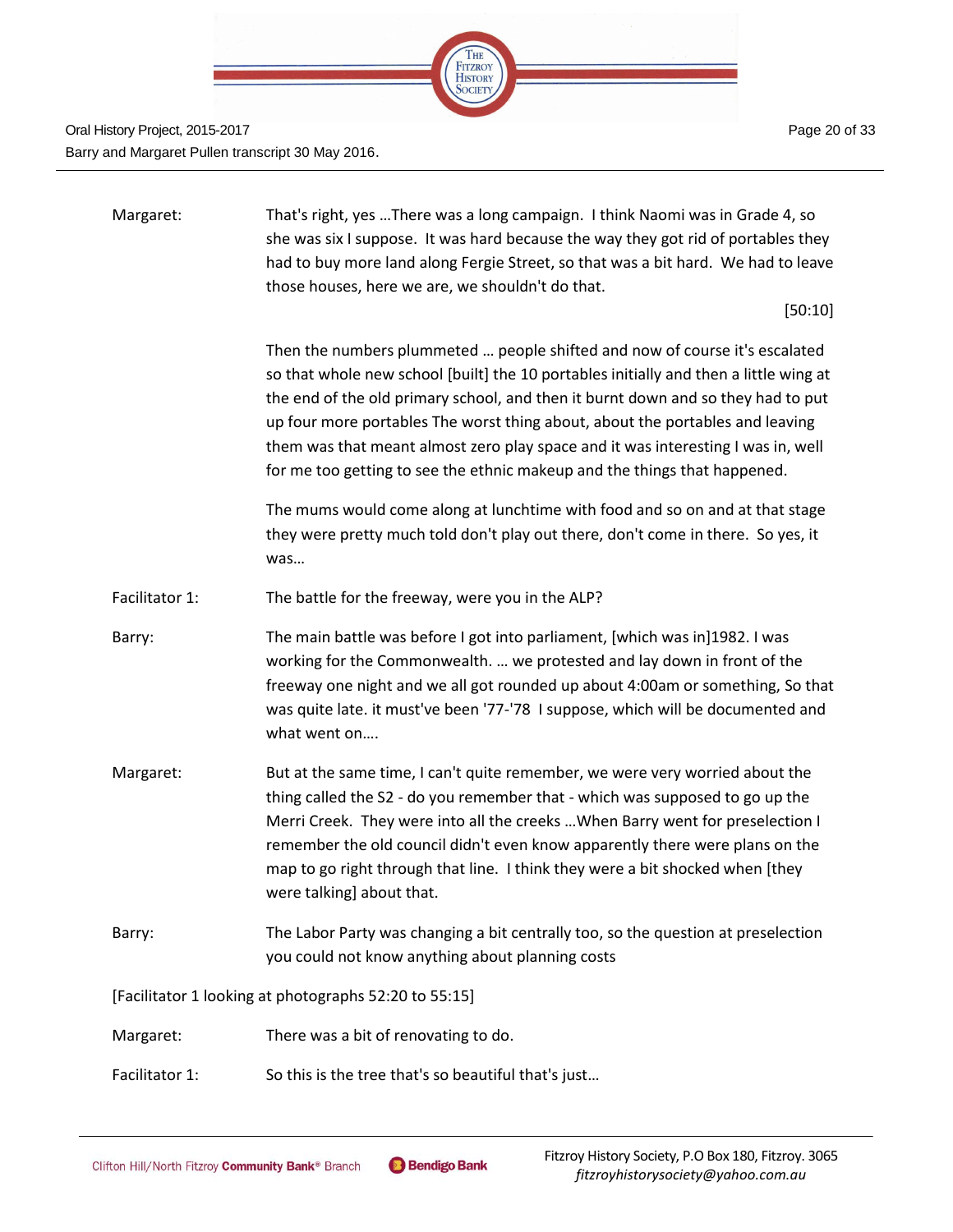Margaret: That's right, yes …There was a long campaign. I think Naomi was in Grade 4, so she was six I suppose. It was hard because the way they got rid of portables they had to buy more land along Fergie Street, so that was a bit hard. We had to leave those houses, here we are, we shouldn't do that.

[50:10]

Then the numbers plummeted … people shifted and now of course it's escalated so that whole new school [built] the 10 portables initially and then a little wing at the end of the old primary school, and then it burnt down and so they had to put up four more portables The worst thing about, about the portables and leaving them was that meant almost zero play space and it was interesting I was in, well for me too getting to see the ethnic makeup and the things that happened.

The mums would come along at lunchtime with food and so on and at that stage they were pretty much told don't play out there, don't come in there. So yes, it was…

Facilitator 1: The battle for the freeway, were you in the ALP?

Barry: The main battle was before I got into parliament, [which was in]1982. I was working for the Commonwealth. … we protested and lay down in front of the freeway one night and we all got rounded up about 4:00am or something, So that was quite late. it must've been '77-'78 I suppose, which will be documented and what went on….

Margaret: But at the same time, I can't quite remember, we were very worried about the thing called the S2 - do you remember that - which was supposed to go up the Merri Creek. They were into all the creeks …When Barry went for preselection I remember the old council didn't even know apparently there were plans on the map to go right through that line. I think they were a bit shocked when [they were talking] about that.

Barry: The Labor Party was changing a bit centrally too, so the question at preselection you could not know anything about planning costs

[Facilitator 1 looking at photographs 52:20 to 55:15]

Margaret: There was a bit of renovating to do.

Facilitator 1: So this is the tree that's so beautiful that's just…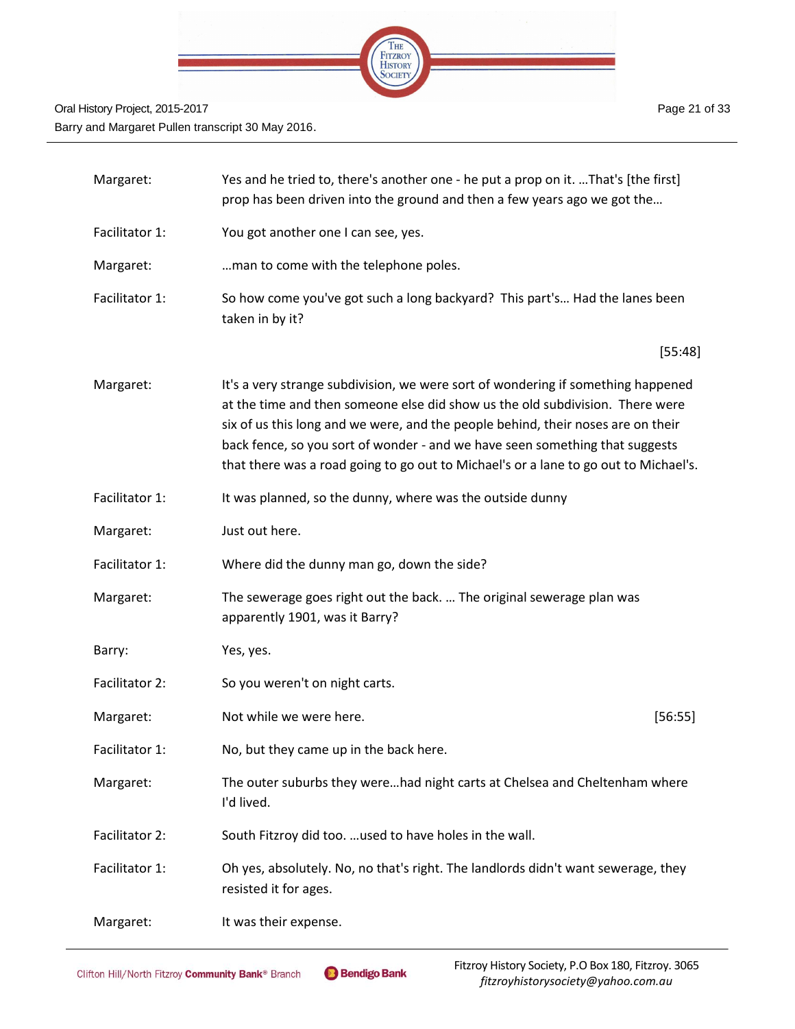| | |
|---|---|
| Margaret: | Yes and he tried to, there's another one - he put a prop on it. ...That's [the first] prop has been driven into the ground and then a few years ago we got the... |
| Facilitator 1: | You got another one I can see, yes. |
| Margaret: | ...man to come with the telephone poles. |
| Facilitator 1: | So how come you've got such a long backyard? This part's... Had the lanes been taken in by it? |
| | [55:48] |
| Margaret: | It's a very strange subdivision, we were sort of wondering if something happened at the time and then someone else did show us the old subdivision. There were six of us this long and we were, and the people behind, their noses are on their back fence, so you sort of wonder - and we have seen something that suggests that there was a road going to go out to Michael's or a lane to go out to Michael's. |
| Facilitator 1: | It was planned, so the dunny, where was the outside dunny |
| Margaret: | Just out here. |
| Facilitator 1: | Where did the dunny man go, down the side? |
| Margaret: | The sewerage goes right out the back. ... The original sewerage plan was apparently 1901, was it Barry? |
| Barry: | Yes, yes. |
| Facilitator 2: | So you weren't on night carts. |
| Margaret: | Not while we were here. [56:55] |
| Facilitator 1: | No, but they came up in the back here. |
| Margaret: | The outer suburbs they were...had night carts at Chelsea and Cheltenham where I'd lived. |
| Facilitator 2: | South Fitzroy did too. ...used to have holes in the wall. |
| Facilitator 1: | Oh yes, absolutely. No, no that's right. The landlords didn't want sewerage, they resisted it for ages. |
| Margaret: | It was their expense. |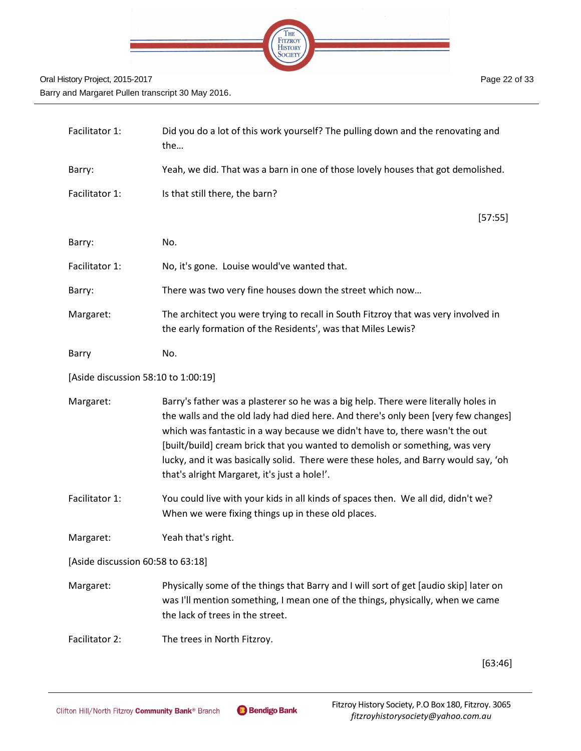| | |
|---|---|
| Facilitator 1: | Did you do a lot of this work yourself? The pulling down and the renovating and the… |
| Barry: | Yeah, we did. That was a barn in one of those lovely houses that got demolished. |
| Facilitator 1: | Is that still there, the barn? |
| | [57:55] |
| Barry: | No. |
| Facilitator 1: | No, it's gone. Louise would've wanted that. |
| Barry: | There was two very fine houses down the street which now… |
| Margaret: | The architect you were trying to recall in South Fitzroy that was very involved in the early formation of the Residents', was that Miles Lewis? |
| Barry | No. |

[Aside discussion 58:10 to 1:00:19]

| | |
|---|---|
| Margaret: | Barry's father was a plasterer so he was a big help. There were literally holes in the walls and the old lady had died here. And there's only been [very few changes] which was fantastic in a way because we didn't have to, there wasn't the out [built/build] cream brick that you wanted to demolish or something, was very lucky, and it was basically solid. There were these holes, and Barry would say, 'oh that's alright Margaret, it's just a hole!'. |
| Facilitator 1: | You could live with your kids in all kinds of spaces then. We all did, didn't we? When we were fixing things up in these old places. |
| Margaret: | Yeah that's right. |

[Aside discussion 60:58 to 63:18]

| | |
|---|---|
| Margaret: | Physically some of the things that Barry and I will sort of get [audio skip] later on was I'll mention something, I mean one of the things, physically, when we came the lack of trees in the street. |
| Facilitator 2: | The trees in North Fitzroy. |
| | [63:46] |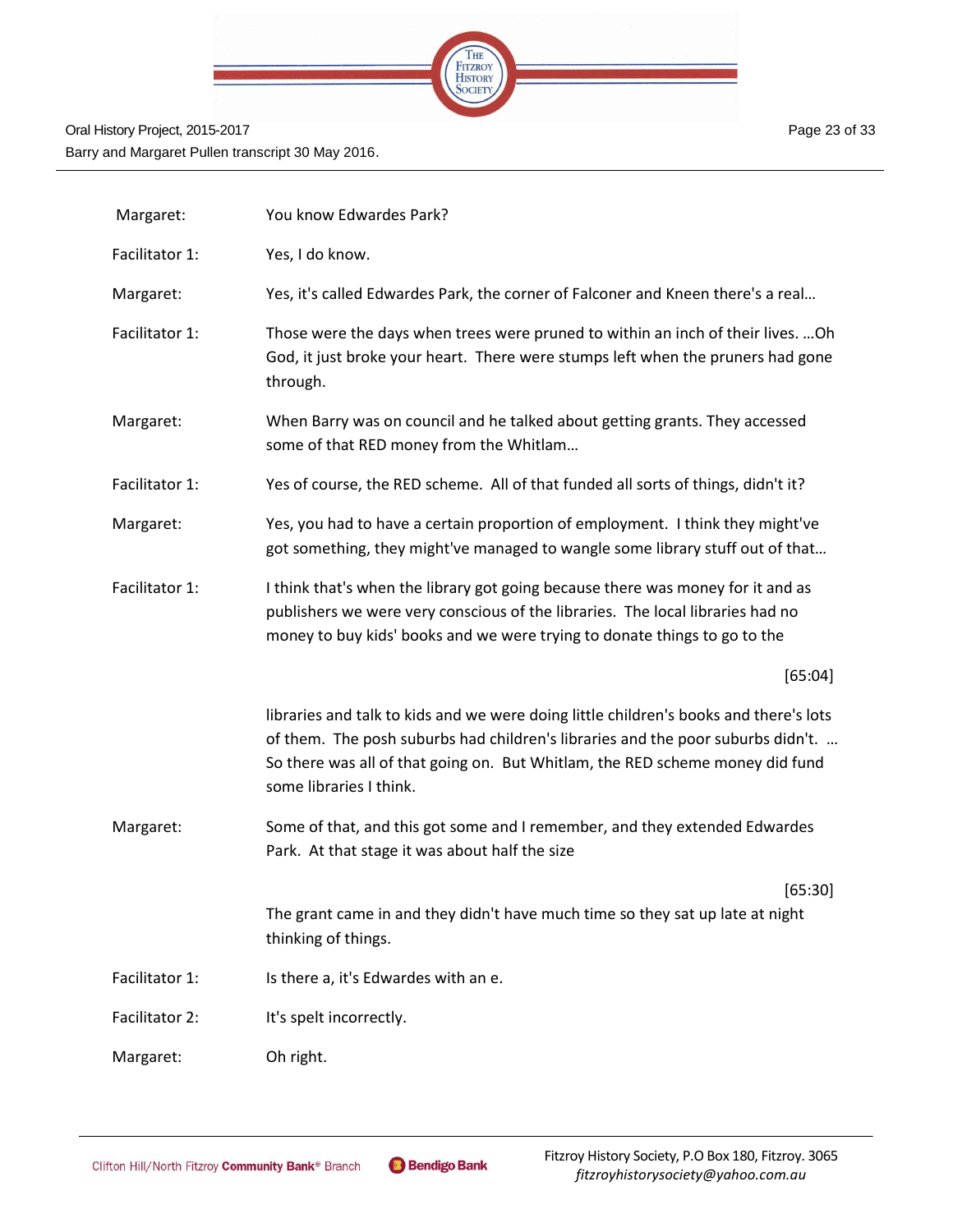| | |
|---|---|
| Margaret: | You know Edwardes Park? |
| Facilitator 1: | Yes, I do know. |
| Margaret: | Yes, it's called Edwardes Park, the corner of Falconer and Kneen there's a real… |
| Facilitator 1: | Those were the days when trees were pruned to within an inch of their lives. …Oh God, it just broke your heart. There were stumps left when the pruners had gone through. |
| Margaret: | When Barry was on council and he talked about getting grants. They accessed some of that RED money from the Whitlam… |
| Facilitator 1: | Yes of course, the RED scheme. All of that funded all sorts of things, didn't it? |
| Margaret: | Yes, you had to have a certain proportion of employment. I think they might've got something, they might've managed to wangle some library stuff out of that… |
| Facilitator 1: | I think that's when the library got going because there was money for it and as publishers we were very conscious of the libraries. The local libraries had no money to buy kids' books and we were trying to donate things to go to the [65:04] libraries and talk to kids and we were doing little children's books and there's lots of them. The posh suburbs had children's libraries and the poor suburbs didn't. … So there was all of that going on. But Whitlam, the RED scheme money did fund some libraries I think. |
| Margaret: | Some of that, and this got some and I remember, and they extended Edwardes Park. At that stage it was about half the size [65:30] The grant came in and they didn't have much time so they sat up late at night thinking of things. |
| Facilitator 1: | Is there a, it's Edwardes with an e. |
| Facilitator 2: | It's spelt incorrectly. |
| Margaret: | Oh right. |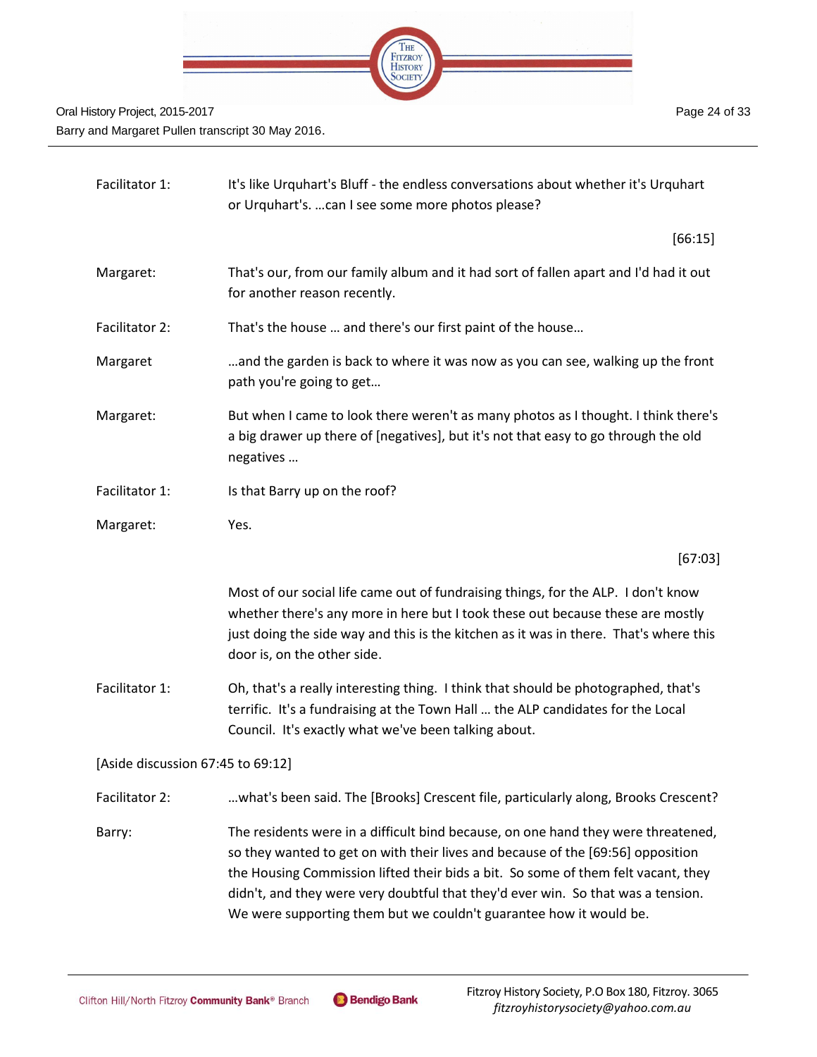Facilitator 1: It's like Urquhart's Bluff - the endless conversations about whether it's Urquhart or Urquhart's. …can I see some more photos please?

[66:15]

Margaret: That's our, from our family album and it had sort of fallen apart and I'd had it out for another reason recently.

Facilitator 2: That's the house … and there's our first paint of the house…

Margaret …and the garden is back to where it was now as you can see, walking up the front path you're going to get…

Margaret: But when I came to look there weren't as many photos as I thought. I think there's a big drawer up there of [negatives], but it's not that easy to go through the old negatives …

Facilitator 1: Is that Barry up on the roof?

Margaret: Yes.

[67:03]

Most of our social life came out of fundraising things, for the ALP. I don't know whether there's any more in here but I took these out because these are mostly just doing the side way and this is the kitchen as it was in there. That's where this door is, on the other side.

Facilitator 1: Oh, that's a really interesting thing. I think that should be photographed, that's terrific. It's a fundraising at the Town Hall … the ALP candidates for the Local Council. It's exactly what we've been talking about.

[Aside discussion 67:45 to 69:12]

Facilitator 2: …what's been said. The [Brooks] Crescent file, particularly along, Brooks Crescent?

Barry: The residents were in a difficult bind because, on one hand they were threatened, so they wanted to get on with their lives and because of the [69:56] opposition the Housing Commission lifted their bids a bit. So some of them felt vacant, they didn't, and they were very doubtful that they'd ever win. So that was a tension. We were supporting them but we couldn't guarantee how it would be.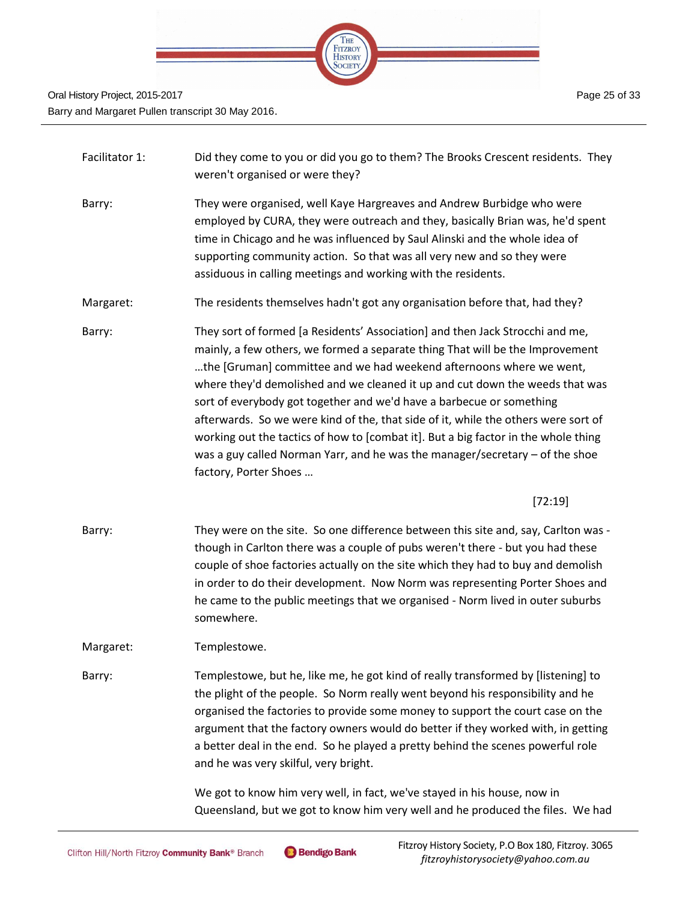Facilitator 1: Did they come to you or did you go to them? The Brooks Crescent residents. They weren't organised or were they?

Barry: They were organised, well Kaye Hargreaves and Andrew Burbidge who were employed by CURA, they were outreach and they, basically Brian was, he'd spent time in Chicago and he was influenced by Saul Alinski and the whole idea of supporting community action. So that was all very new and so they were assiduous in calling meetings and working with the residents.

Margaret: The residents themselves hadn't got any organisation before that, had they?

Barry: They sort of formed [a Residents' Association] and then Jack Strocchi and me, mainly, a few others, we formed a separate thing That will be the Improvement …the [Gruman] committee and we had weekend afternoons where we went, where they'd demolished and we cleaned it up and cut down the weeds that was sort of everybody got together and we'd have a barbecue or something afterwards. So we were kind of the, that side of it, while the others were sort of working out the tactics of how to [combat it]. But a big factor in the whole thing was a guy called Norman Yarr, and he was the manager/secretary – of the shoe factory, Porter Shoes …

[72:19]

Barry: They were on the site. So one difference between this site and, say, Carlton was - though in Carlton there was a couple of pubs weren't there - but you had these couple of shoe factories actually on the site which they had to buy and demolish in order to do their development. Now Norm was representing Porter Shoes and he came to the public meetings that we organised - Norm lived in outer suburbs somewhere.

Margaret: Templestowe.

Barry: Templestowe, but he, like me, he got kind of really transformed by [listening] to the plight of the people. So Norm really went beyond his responsibility and he organised the factories to provide some money to support the court case on the argument that the factory owners would do better if they worked with, in getting a better deal in the end. So he played a pretty behind the scenes powerful role and he was very skilful, very bright.

We got to know him very well, in fact, we've stayed in his house, now in Queensland, but we got to know him very well and he produced the files. We had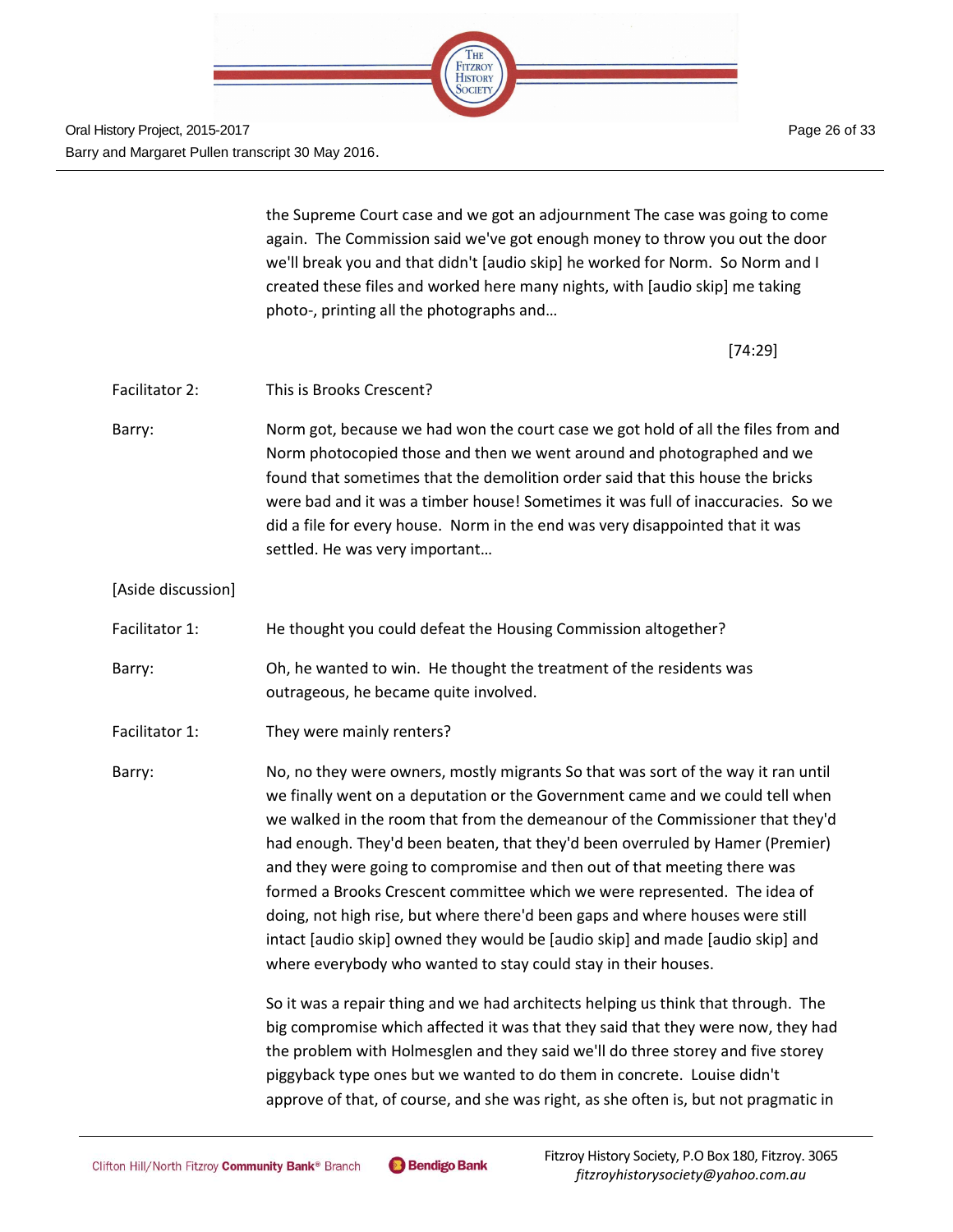the Supreme Court case and we got an adjournment The case was going to come again. The Commission said we've got enough money to throw you out the door we'll break you and that didn't [audio skip] he worked for Norm. So Norm and I created these files and worked here many nights, with [audio skip] me taking photo-, printing all the photographs and…

[74:29]

Facilitator 2: This is Brooks Crescent?

Barry: Norm got, because we had won the court case we got hold of all the files from and Norm photocopied those and then we went around and photographed and we found that sometimes that the demolition order said that this house the bricks were bad and it was a timber house! Sometimes it was full of inaccuracies. So we did a file for every house. Norm in the end was very disappointed that it was settled. He was very important…

[Aside discussion]

Facilitator 1: He thought you could defeat the Housing Commission altogether?

Barry: Oh, he wanted to win. He thought the treatment of the residents was outrageous, he became quite involved.

Facilitator 1: They were mainly renters?

Barry: No, no they were owners, mostly migrants So that was sort of the way it ran until we finally went on a deputation or the Government came and we could tell when we walked in the room that from the demeanour of the Commissioner that they'd had enough. They'd been beaten, that they'd been overruled by Hamer (Premier) and they were going to compromise and then out of that meeting there was formed a Brooks Crescent committee which we were represented. The idea of doing, not high rise, but where there'd been gaps and where houses were still intact [audio skip] owned they would be [audio skip] and made [audio skip] and where everybody who wanted to stay could stay in their houses.

So it was a repair thing and we had architects helping us think that through. The big compromise which affected it was that they said that they were now, they had the problem with Holmesglen and they said we'll do three storey and five storey piggyback type ones but we wanted to do them in concrete. Louise didn't approve of that, of course, and she was right, as she often is, but not pragmatic in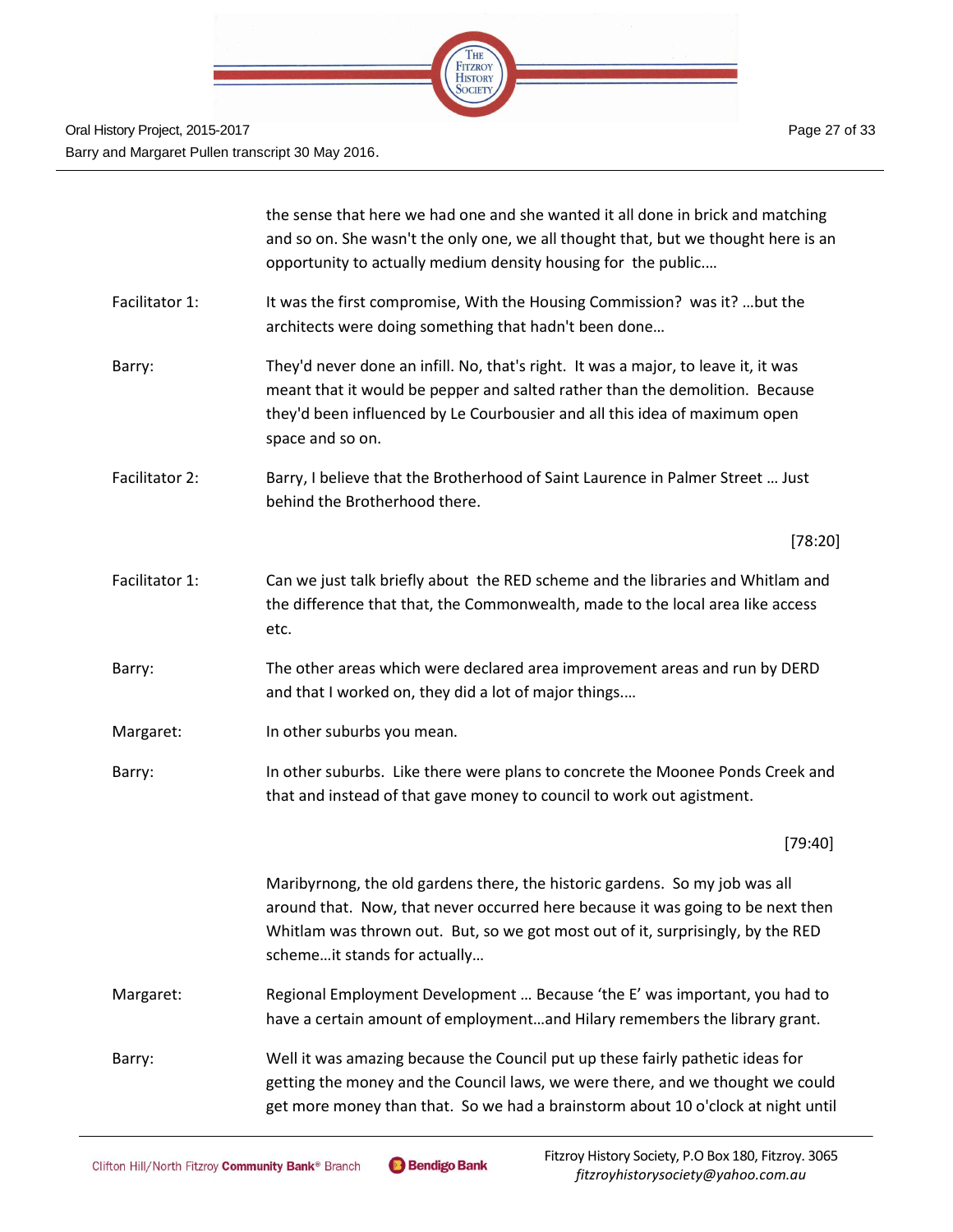the sense that here we had one and she wanted it all done in brick and matching and so on. She wasn't the only one, we all thought that, but we thought here is an opportunity to actually medium density housing for the public.…

**Facilitator 1:** It was the first compromise, With the Housing Commission? was it? …but the architects were doing something that hadn't been done…

**Barry:** They'd never done an infill. No, that's right. It was a major, to leave it, it was meant that it would be pepper and salted rather than the demolition. Because they'd been influenced by Le Courbousier and all this idea of maximum open space and so on.

**Facilitator 2:** Barry, I believe that the Brotherhood of Saint Laurence in Palmer Street … Just behind the Brotherhood there.

[78:20]

**Facilitator 1:** Can we just talk briefly about the RED scheme and the libraries and Whitlam and the difference that that, the Commonwealth, made to the local area like access etc.

**Barry:** The other areas which were declared area improvement areas and run by DERD and that I worked on, they did a lot of major things.…

**Margaret:** In other suburbs you mean.

**Barry:** In other suburbs. Like there were plans to concrete the Moonee Ponds Creek and that and instead of that gave money to council to work out agistment.

[79:40]

Maribyrnong, the old gardens there, the historic gardens. So my job was all around that. Now, that never occurred here because it was going to be next then Whitlam was thrown out. But, so we got most out of it, surprisingly, by the RED scheme…it stands for actually…

**Margaret:** Regional Employment Development … Because 'the E' was important, you had to have a certain amount of employment…and Hilary remembers the library grant.

**Barry:** Well it was amazing because the Council put up these fairly pathetic ideas for getting the money and the Council laws, we were there, and we thought we could get more money than that. So we had a brainstorm about 10 o'clock at night until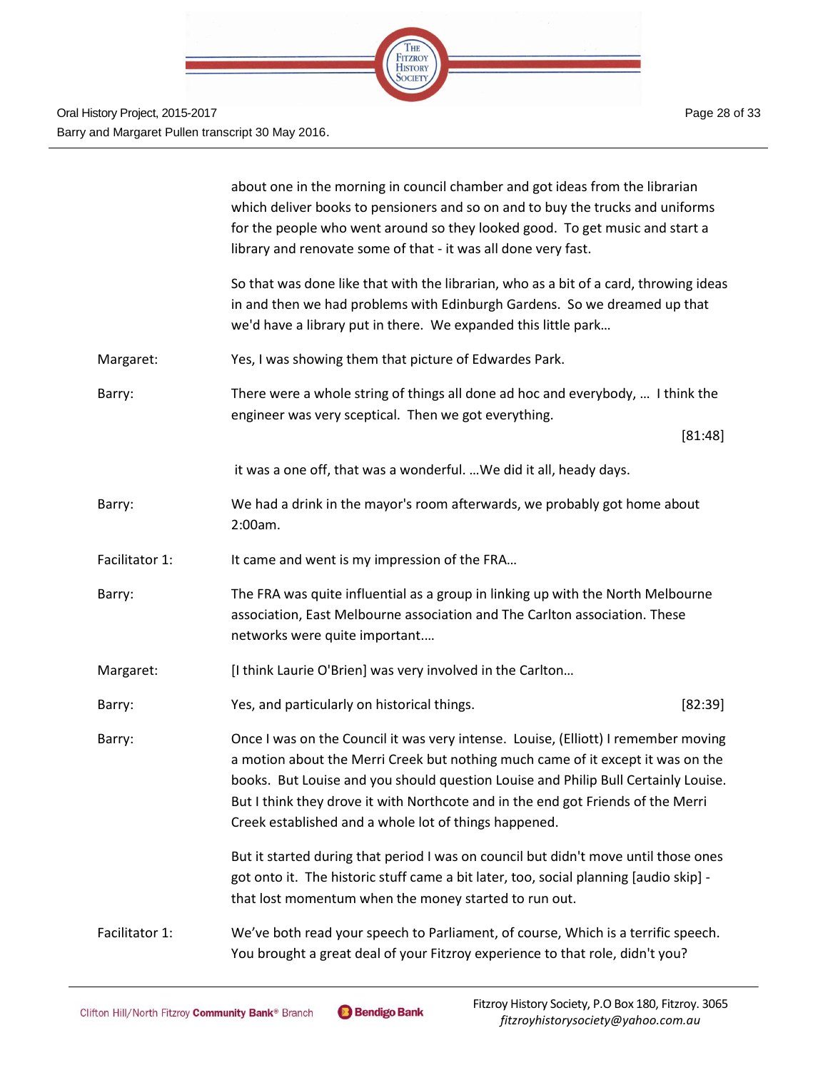about one in the morning in council chamber and got ideas from the librarian which deliver books to pensioners and so on and to buy the trucks and uniforms for the people who went around so they looked good. To get music and start a library and renovate some of that - it was all done very fast.

So that was done like that with the librarian, who as a bit of a card, throwing ideas in and then we had problems with Edinburgh Gardens. So we dreamed up that we'd have a library put in there. We expanded this little park…

Margaret: Yes, I was showing them that picture of Edwardes Park.

Barry: There were a whole string of things all done ad hoc and everybody, … I think the engineer was very sceptical. Then we got everything.

[81:48]

it was a one off, that was a wonderful. …We did it all, heady days.

Barry: We had a drink in the mayor's room afterwards, we probably got home about 2:00am.

Facilitator 1: It came and went is my impression of the FRA…

Barry: The FRA was quite influential as a group in linking up with the North Melbourne association, East Melbourne association and The Carlton association. These networks were quite important.…

Margaret: [I think Laurie O'Brien] was very involved in the Carlton…

Barry: Yes, and particularly on historical things. [82:39]

Barry: Once I was on the Council it was very intense. Louise, (Elliott) I remember moving a motion about the Merri Creek but nothing much came of it except it was on the books. But Louise and you should question Louise and Philip Bull Certainly Louise. But I think they drove it with Northcote and in the end got Friends of the Merri Creek established and a whole lot of things happened.

But it started during that period I was on council but didn't move until those ones got onto it. The historic stuff came a bit later, too, social planning [audio skip] - that lost momentum when the money started to run out.

Facilitator 1: We've both read your speech to Parliament, of course, Which is a terrific speech. You brought a great deal of your Fitzroy experience to that role, didn't you?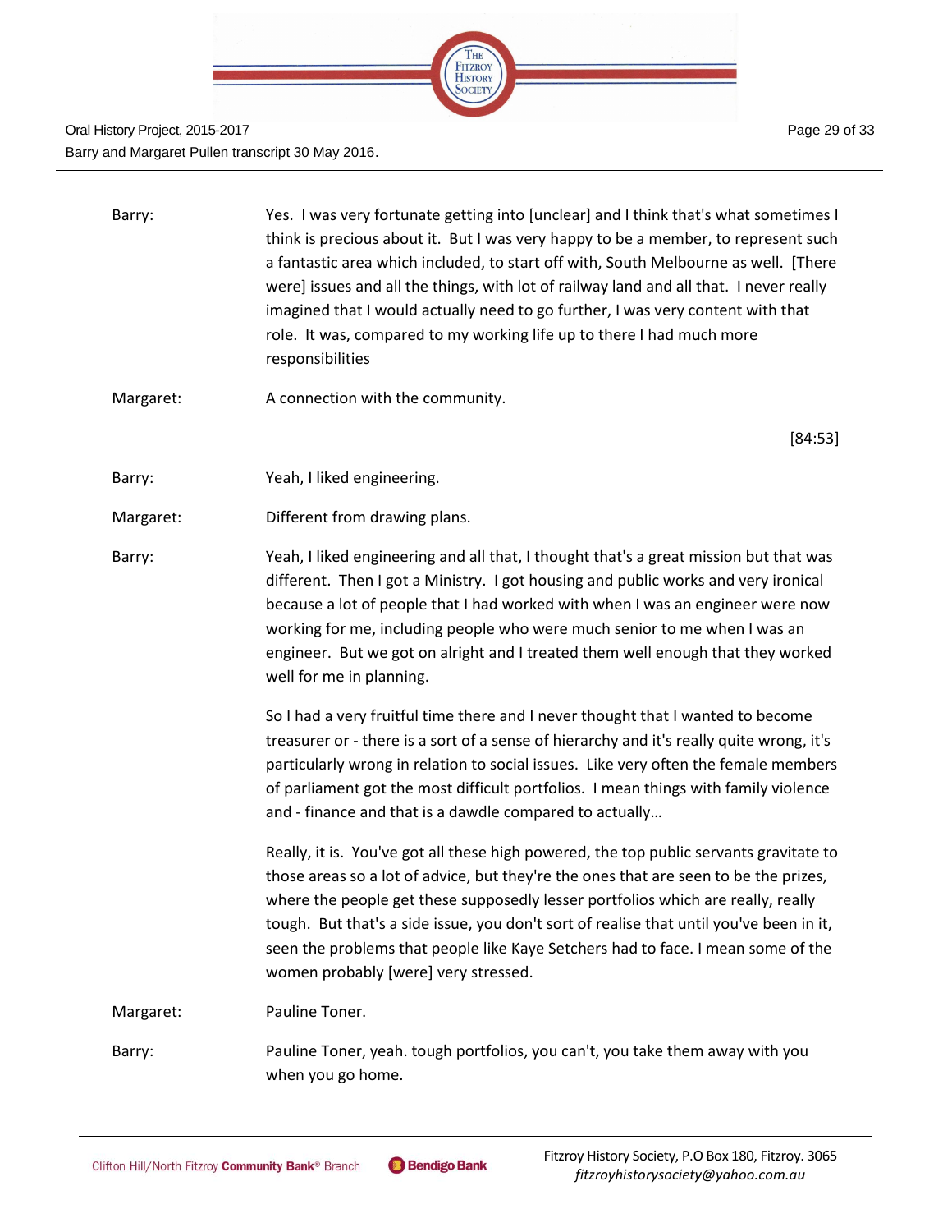Barry: Yes. I was very fortunate getting into [unclear] and I think that's what sometimes I think is precious about it. But I was very happy to be a member, to represent such a fantastic area which included, to start off with, South Melbourne as well. [There were] issues and all the things, with lot of railway land and all that. I never really imagined that I would actually need to go further, I was very content with that role. It was, compared to my working life up to there I had much more responsibilities

Margaret: A connection with the community.

[84:53]

Barry: Yeah, I liked engineering.

Margaret: Different from drawing plans.

Barry: Yeah, I liked engineering and all that, I thought that's a great mission but that was different. Then I got a Ministry. I got housing and public works and very ironical because a lot of people that I had worked with when I was an engineer were now working for me, including people who were much senior to me when I was an engineer. But we got on alright and I treated them well enough that they worked well for me in planning.

So I had a very fruitful time there and I never thought that I wanted to become treasurer or - there is a sort of a sense of hierarchy and it's really quite wrong, it's particularly wrong in relation to social issues. Like very often the female members of parliament got the most difficult portfolios. I mean things with family violence and - finance and that is a dawdle compared to actually…

Really, it is. You've got all these high powered, the top public servants gravitate to those areas so a lot of advice, but they're the ones that are seen to be the prizes, where the people get these supposedly lesser portfolios which are really, really tough. But that's a side issue, you don't sort of realise that until you've been in it, seen the problems that people like Kaye Setchers had to face. I mean some of the women probably [were] very stressed.

Margaret: Pauline Toner.

Barry: Pauline Toner, yeah. tough portfolios, you can't, you take them away with you when you go home.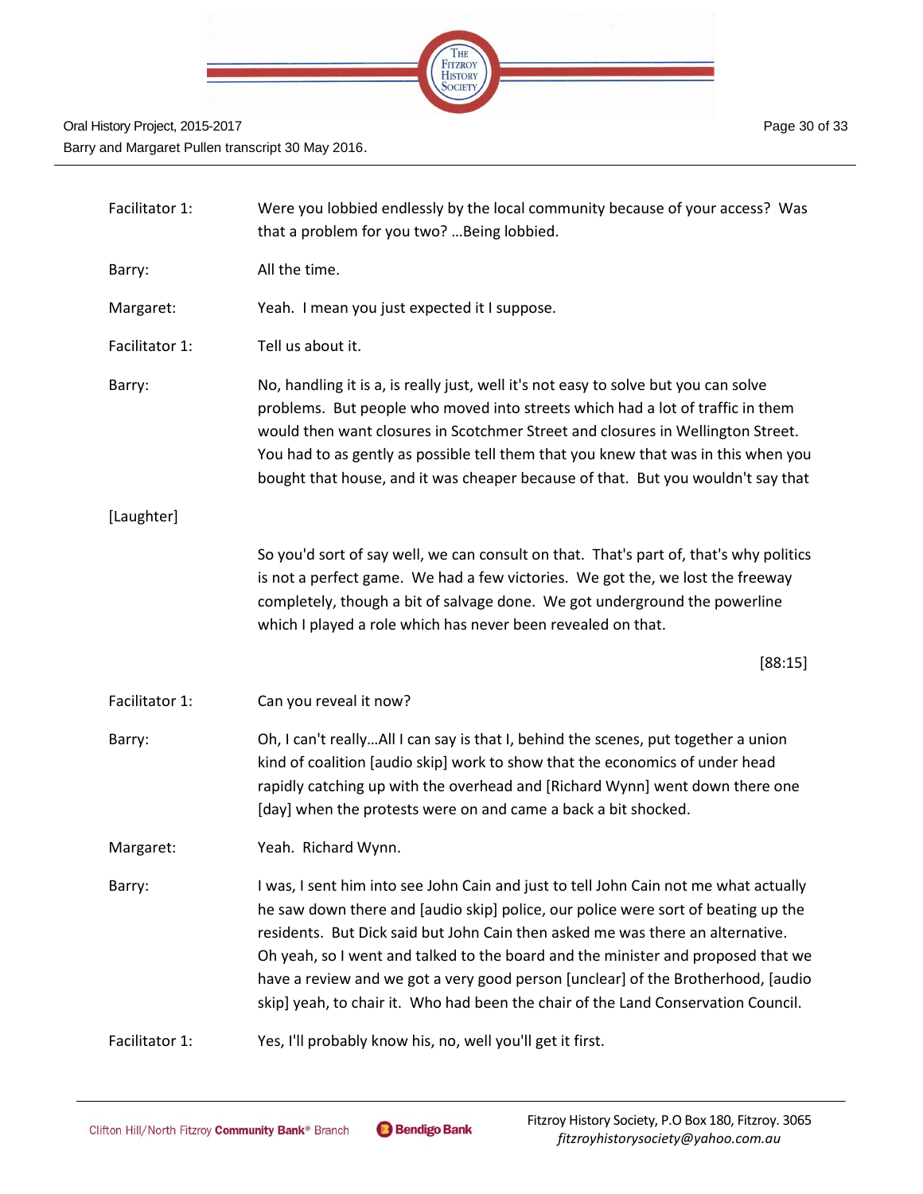| | |
|---|---|
| Facilitator 1: | Were you lobbied endlessly by the local community because of your access? Was that a problem for you two? …Being lobbied. |
| Barry: | All the time. |
| Margaret: | Yeah. I mean you just expected it I suppose. |
| Facilitator 1: | Tell us about it. |
| Barry: | No, handling it is a, is really just, well it's not easy to solve but you can solve problems. But people who moved into streets which had a lot of traffic in them would then want closures in Scotchmer Street and closures in Wellington Street. You had to as gently as possible tell them that you knew that was in this when you bought that house, and it was cheaper because of that. But you wouldn't say that |
| [Laughter] | |
| | So you'd sort of say well, we can consult on that. That's part of, that's why politics is not a perfect game. We had a few victories. We got the, we lost the freeway completely, though a bit of salvage done. We got underground the powerline which I played a role which has never been revealed on that. |
| | [88:15] |
| Facilitator 1: | Can you reveal it now? |
| Barry: | Oh, I can't really…All I can say is that I, behind the scenes, put together a union kind of coalition [audio skip] work to show that the economics of under head rapidly catching up with the overhead and [Richard Wynn] went down there one [day] when the protests were on and came a back a bit shocked. |
| Margaret: | Yeah. Richard Wynn. |
| Barry: | I was, I sent him into see John Cain and just to tell John Cain not me what actually he saw down there and [audio skip] police, our police were sort of beating up the residents. But Dick said but John Cain then asked me was there an alternative. Oh yeah, so I went and talked to the board and the minister and proposed that we have a review and we got a very good person [unclear] of the Brotherhood, [audio skip] yeah, to chair it. Who had been the chair of the Land Conservation Council. |
| Facilitator 1: | Yes, I'll probably know his, no, well you'll get it first. |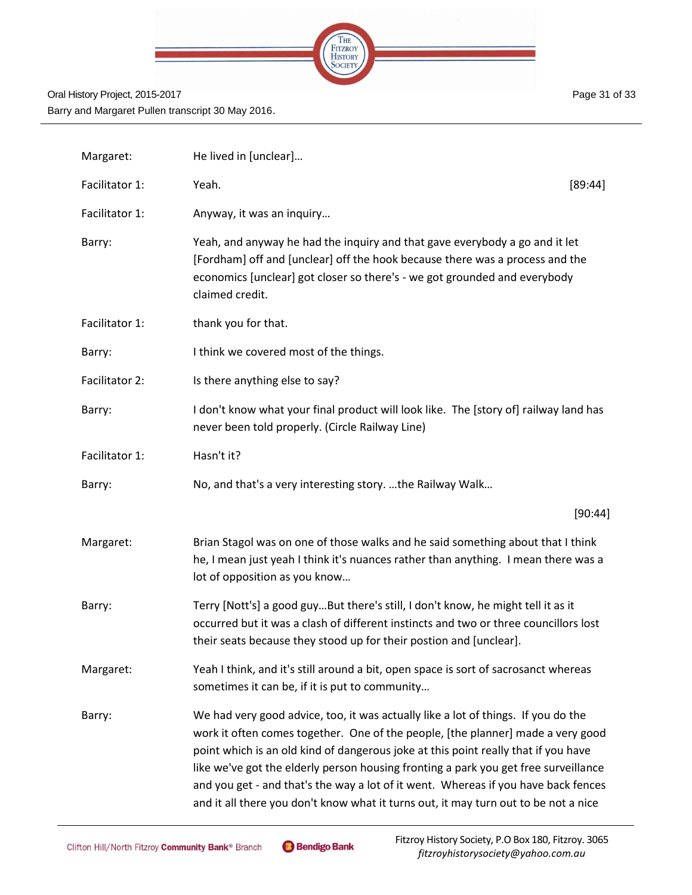| | | |
|---|---|---|
| Margaret: | He lived in [unclear]… | |
| Facilitator 1: | Yeah. | [89:44] |
| Facilitator 1: | Anyway, it was an inquiry… | |
| Barry: | Yeah, and anyway he had the inquiry and that gave everybody a go and it let [Fordham] off and [unclear] off the hook because there was a process and the economics [unclear] got closer so there's - we got grounded and everybody claimed credit. | |
| Facilitator 1: | thank you for that. | |
| Barry: | I think we covered most of the things. | |
| Facilitator 2: | Is there anything else to say? | |
| Barry: | I don't know what your final product will look like. The [story of] railway land has never been told properly. (Circle Railway Line) | |
| Facilitator 1: | Hasn't it? | |
| Barry: | No, and that's a very interesting story. …the Railway Walk… | |
| | | [90:44] |
| Margaret: | Brian Stagol was on one of those walks and he said something about that I think he, I mean just yeah I think it's nuances rather than anything. I mean there was a lot of opposition as you know… | |
| Barry: | Terry [Nott's] a good guy…But there's still, I don't know, he might tell it as it occurred but it was a clash of different instincts and two or three councillors lost their seats because they stood up for their postion and [unclear]. | |
| Margaret: | Yeah I think, and it's still around a bit, open space is sort of sacrosanct whereas sometimes it can be, if it is put to community… | |
| Barry: | We had very good advice, too, it was actually like a lot of things. If you do the work it often comes together. One of the people, [the planner] made a very good point which is an old kind of dangerous joke at this point really that if you have like we've got the elderly person housing fronting a park you get free surveillance and you get - and that's the way a lot of it went. Whereas if you have back fences and it all there you don't know what it turns out, it may turn out to be not a nice | |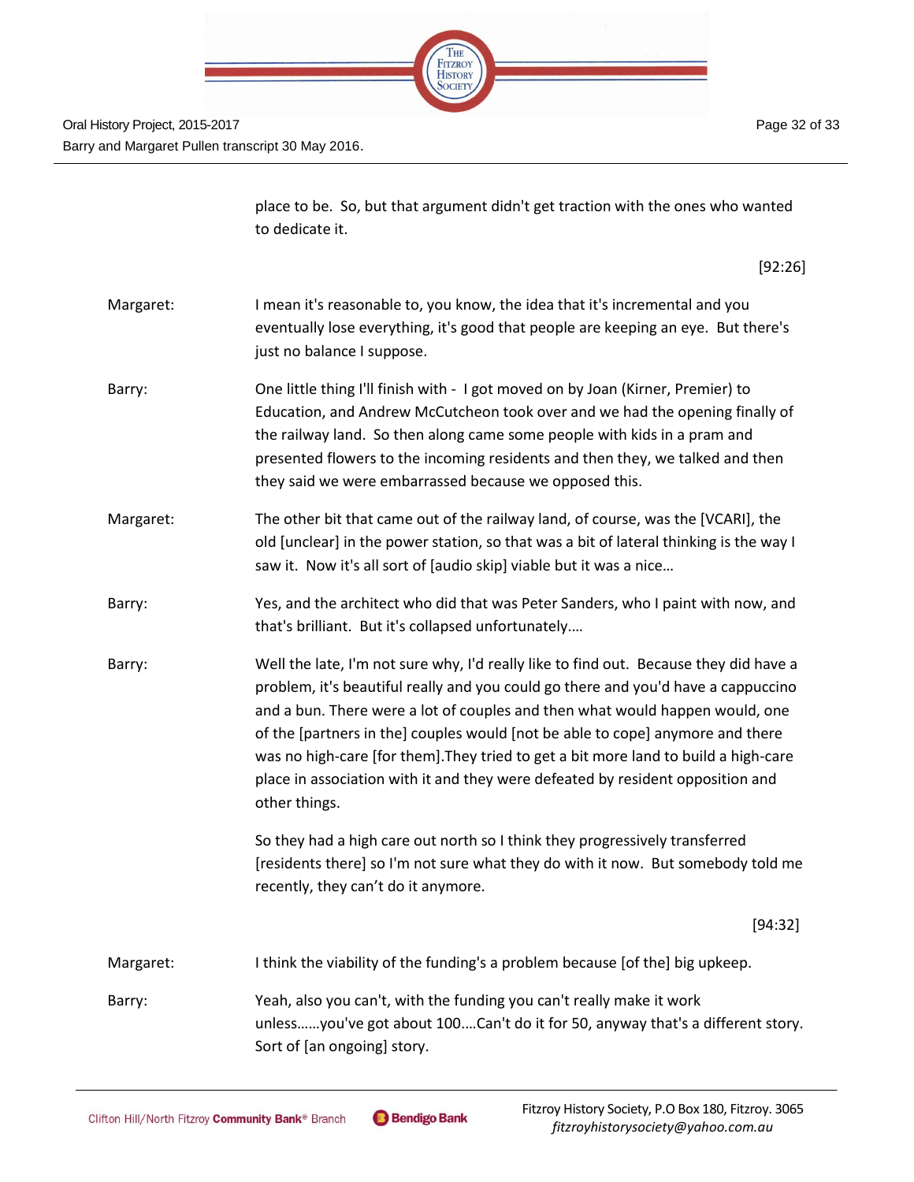place to be. So, but that argument didn't get traction with the ones who wanted to dedicate it.

[92:26]

Margaret: I mean it's reasonable to, you know, the idea that it's incremental and you eventually lose everything, it's good that people are keeping an eye. But there's just no balance I suppose.

Barry: One little thing I'll finish with - I got moved on by Joan (Kirner, Premier) to Education, and Andrew McCutcheon took over and we had the opening finally of the railway land. So then along came some people with kids in a pram and presented flowers to the incoming residents and then they, we talked and then they said we were embarrassed because we opposed this.

Margaret: The other bit that came out of the railway land, of course, was the [VCARI], the old [unclear] in the power station, so that was a bit of lateral thinking is the way I saw it. Now it's all sort of [audio skip] viable but it was a nice…

Barry: Yes, and the architect who did that was Peter Sanders, who I paint with now, and that's brilliant. But it's collapsed unfortunately.…

Barry: Well the late, I'm not sure why, I'd really like to find out. Because they did have a problem, it's beautiful really and you could go there and you'd have a cappuccino and a bun. There were a lot of couples and then what would happen would, one of the [partners in the] couples would [not be able to cope] anymore and there was no high-care [for them].They tried to get a bit more land to build a high-care place in association with it and they were defeated by resident opposition and other things.

So they had a high care out north so I think they progressively transferred [residents there] so I'm not sure what they do with it now. But somebody told me recently, they can't do it anymore.

[94:32]

Margaret: I think the viability of the funding's a problem because [of the] big upkeep.

Barry: Yeah, also you can't, with the funding you can't really make it work unless……you've got about 100….Can't do it for 50, anyway that's a different story. Sort of [an ongoing] story.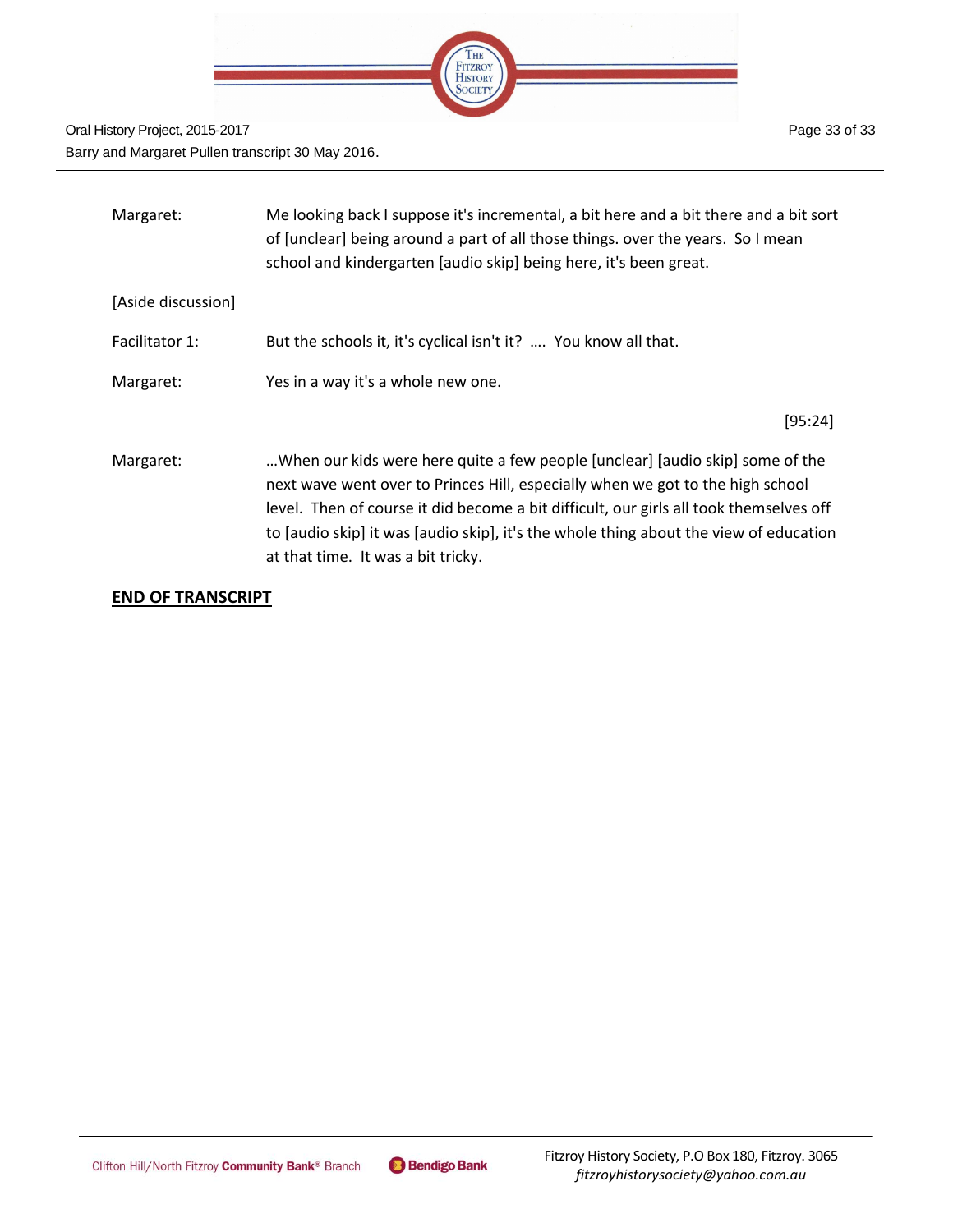Margaret: Me looking back I suppose it's incremental, a bit here and a bit there and a bit sort of [unclear] being around a part of all those things. over the years. So I mean school and kindergarten [audio skip] being here, it's been great.

[Aside discussion]

Facilitator 1: But the schools it, it's cyclical isn't it? …. You know all that.

Margaret: Yes in a way it's a whole new one.

[95:24]

Margaret: …When our kids were here quite a few people [unclear] [audio skip] some of the next wave went over to Princes Hill, especially when we got to the high school level. Then of course it did become a bit difficult, our girls all took themselves off to [audio skip] it was [audio skip], it's the whole thing about the view of education at that time. It was a bit tricky.

**END OF TRANSCRIPT**